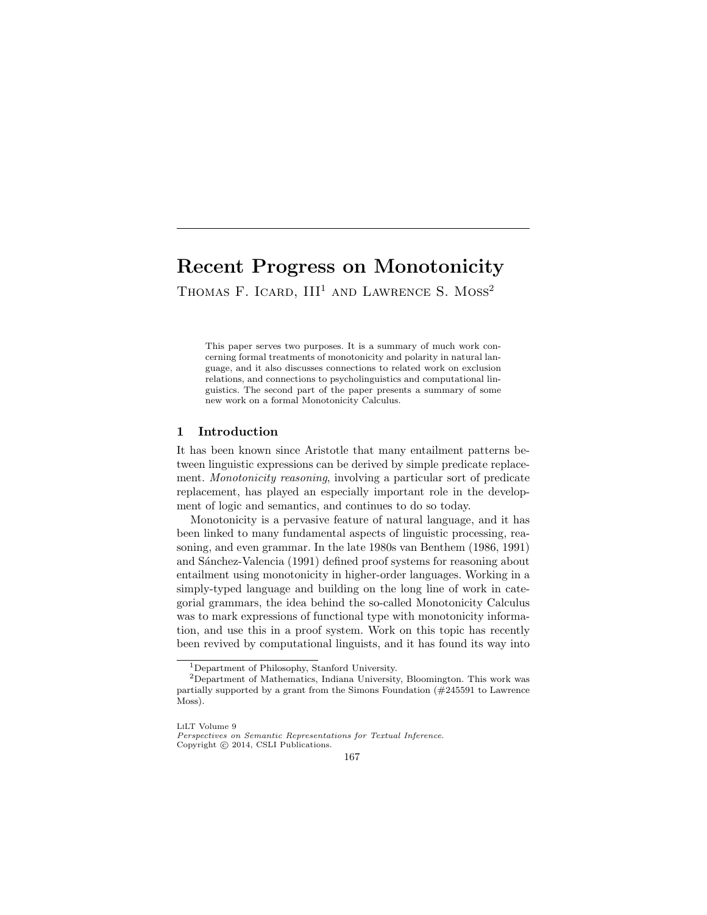# Recent Progress on Monotonicity

Thomas F. Icard, III[1] and Lawrence S. Moss[2]

This paper serves two purposes. It is a summary of much work concerning formal treatments of monotonicity and polarity in natural language, and it also discusses connections to related work on exclusion relations, and connections to psycholinguistics and computational linguistics. The second part of the paper presents a summary of some new work on a formal Monotonicity Calculus.

## 1 Introduction

It has been known since Aristotle that many entailment patterns between linguistic expressions can be derived by simple predicate replacement. *Monotonicity reasoning*, involving a particular sort of predicate replacement, has played an especially important role in the development of logic and semantics, and continues to do so today.

Monotonicity is a pervasive feature of natural language, and it has been linked to many fundamental aspects of linguistic processing, reasoning, and even grammar. In the late 1980s van Benthem (1986, 1991) and Sánchez-Valencia (1991) defined proof systems for reasoning about entailment using monotonicity in higher-order languages. Working in a simply-typed language and building on the long line of work in categorial grammars, the idea behind the so-called Monotonicity Calculus was to mark expressions of functional type with monotonicity information, and use this in a proof system. Work on this topic has recently been revived by computational linguists, and it has found its way into

[1]Department of Philosophy, Stanford University.

[2]Department of Mathematics, Indiana University, Bloomington. This work was partially supported by a grant from the Simons Foundation (#245591 to Lawrence Moss).

LiLT Volume 9
*Perspectives on Semantic Representations for Textual Inference.*
Copyright © 2014, CSLI Publications.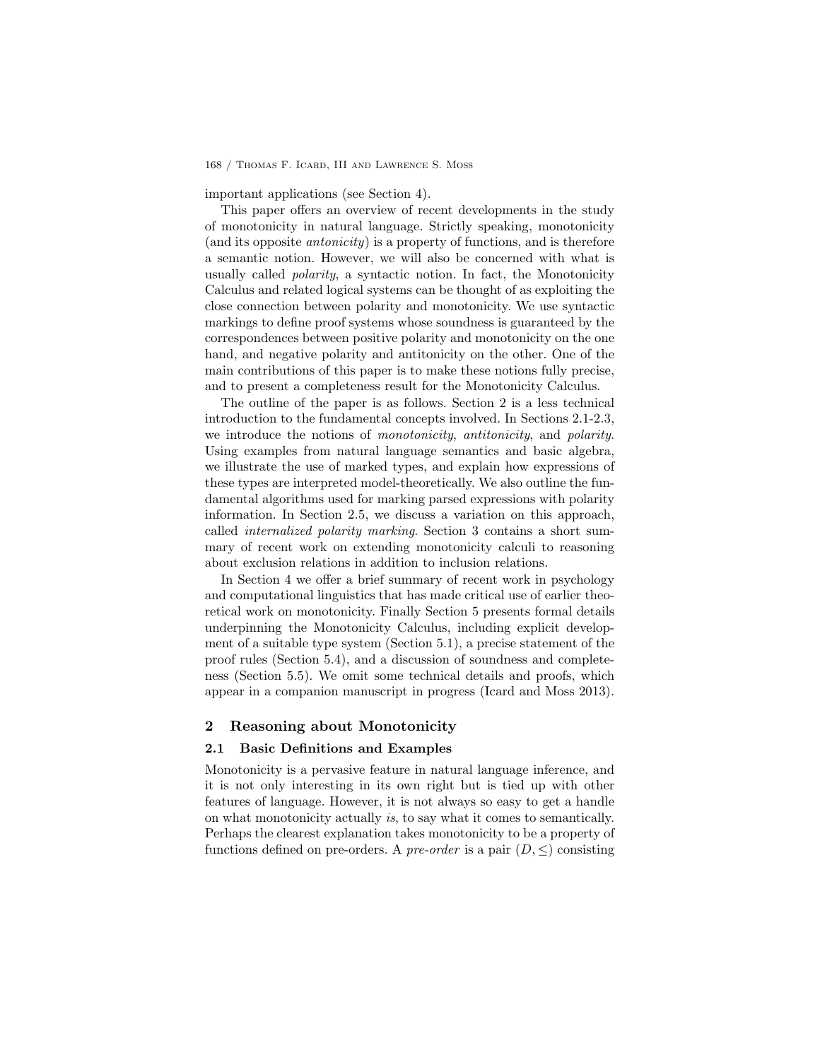important applications (see Section 4).

This paper offers an overview of recent developments in the study of monotonicity in natural language. Strictly speaking, monotonicity (and its opposite *antonicity*) is a property of functions, and is therefore a semantic notion. However, we will also be concerned with what is usually called *polarity*, a syntactic notion. In fact, the Monotonicity Calculus and related logical systems can be thought of as exploiting the close connection between polarity and monotonicity. We use syntactic markings to define proof systems whose soundness is guaranteed by the correspondences between positive polarity and monotonicity on the one hand, and negative polarity and antitonicity on the other. One of the main contributions of this paper is to make these notions fully precise, and to present a completeness result for the Monotonicity Calculus.

The outline of the paper is as follows. Section 2 is a less technical introduction to the fundamental concepts involved. In Sections 2.1-2.3, we introduce the notions of *monotonicity*, *antitonicity*, and *polarity*. Using examples from natural language semantics and basic algebra, we illustrate the use of marked types, and explain how expressions of these types are interpreted model-theoretically. We also outline the fundamental algorithms used for marking parsed expressions with polarity information. In Section 2.5, we discuss a variation on this approach, called *internalized polarity marking*. Section 3 contains a short summary of recent work on extending monotonicity calculi to reasoning about exclusion relations in addition to inclusion relations.

In Section 4 we offer a brief summary of recent work in psychology and computational linguistics that has made critical use of earlier theoretical work on monotonicity. Finally Section 5 presents formal details underpinning the Monotonicity Calculus, including explicit development of a suitable type system (Section 5.1), a precise statement of the proof rules (Section 5.4), and a discussion of soundness and completeness (Section 5.5). We omit some technical details and proofs, which appear in a companion manuscript in progress (Icard and Moss 2013).

## 2 Reasoning about Monotonicity

### 2.1 Basic Definitions and Examples

Monotonicity is a pervasive feature in natural language inference, and it is not only interesting in its own right but is tied up with other features of language. However, it is not always so easy to get a handle on what monotonicity actually *is*, to say what it comes to semantically. Perhaps the clearest explanation takes monotonicity to be a property of functions defined on pre-orders. A *pre-order* is a pair $(D, \leq)$ consisting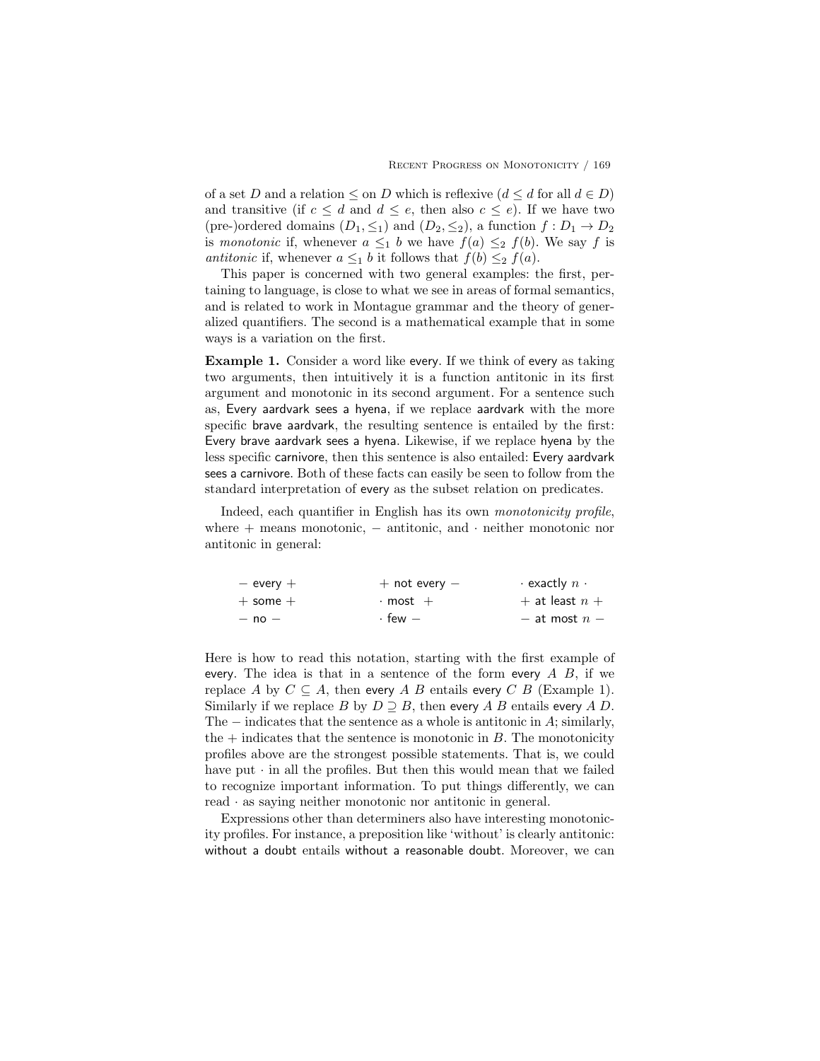of a set $D$ and a relation $\leq$ on $D$ which is reflexive ($d \leq d$ for all $d \in D$) and transitive (if $c \leq d$ and $d \leq e$, then also $c \leq e$). If we have two (pre-)ordered domains $(D_1, \leq_1)$ and $(D_2, \leq_2)$, a function $f : D_1 \to D_2$ is *monotonic* if, whenever $a \leq_1 b$ we have $f(a) \leq_2 f(b)$. We say $f$ is *antitonic* if, whenever $a \leq_1 b$ it follows that $f(b) \leq_2 f(a)$.

This paper is concerned with two general examples: the first, pertaining to language, is close to what we see in areas of formal semantics, and is related to work in Montague grammar and the theory of generalized quantifiers. The second is a mathematical example that in some ways is a variation on the first.

**Example 1.** Consider a word like every. If we think of every as taking two arguments, then intuitively it is a function antitonic in its first argument and monotonic in its second argument. For a sentence such as, Every aardvark sees a hyena, if we replace aardvark with the more specific brave aardvark, the resulting sentence is entailed by the first: Every brave aardvark sees a hyena. Likewise, if we replace hyena by the less specific carnivore, then this sentence is also entailed: Every aardvark sees a carnivore. Both of these facts can easily be seen to follow from the standard interpretation of every as the subset relation on predicates.

Indeed, each quantifier in English has its own *monotonicity profile*, where $+$ means monotonic, $-$ antitonic, and $\cdot$ neither monotonic nor antitonic in general:

| | | |
|---|---|---|
| $-$ every $+$ | $+$ not every $-$ | $\cdot$ exactly $n$ $\cdot$ |
| $+$ some $+$ | $\cdot$ most $+$ | $+$ at least $n$ $+$ |
| $-$ no $-$ | $\cdot$ few $-$ | $-$ at most $n$ $-$ |

Here is how to read this notation, starting with the first example of every. The idea is that in a sentence of the form every $A$ $B$, if we replace $A$ by $C \subseteq A$, then every $A$ $B$ entails every $C$ $B$ (Example 1). Similarly if we replace $B$ by $D \supseteq B$, then every $A$ $B$ entails every $A$ $D$. The $-$ indicates that the sentence as a whole is antitonic in $A$; similarly, the $+$ indicates that the sentence is monotonic in $B$. The monotonicity profiles above are the strongest possible statements. That is, we could have put $\cdot$ in all the profiles. But then this would mean that we failed to recognize important information. To put things differently, we can read $\cdot$ as saying neither monotonic nor antitonic in general.

Expressions other than determiners also have interesting monotonicity profiles. For instance, a preposition like 'without' is clearly antitonic: without a doubt entails without a reasonable doubt. Moreover, we can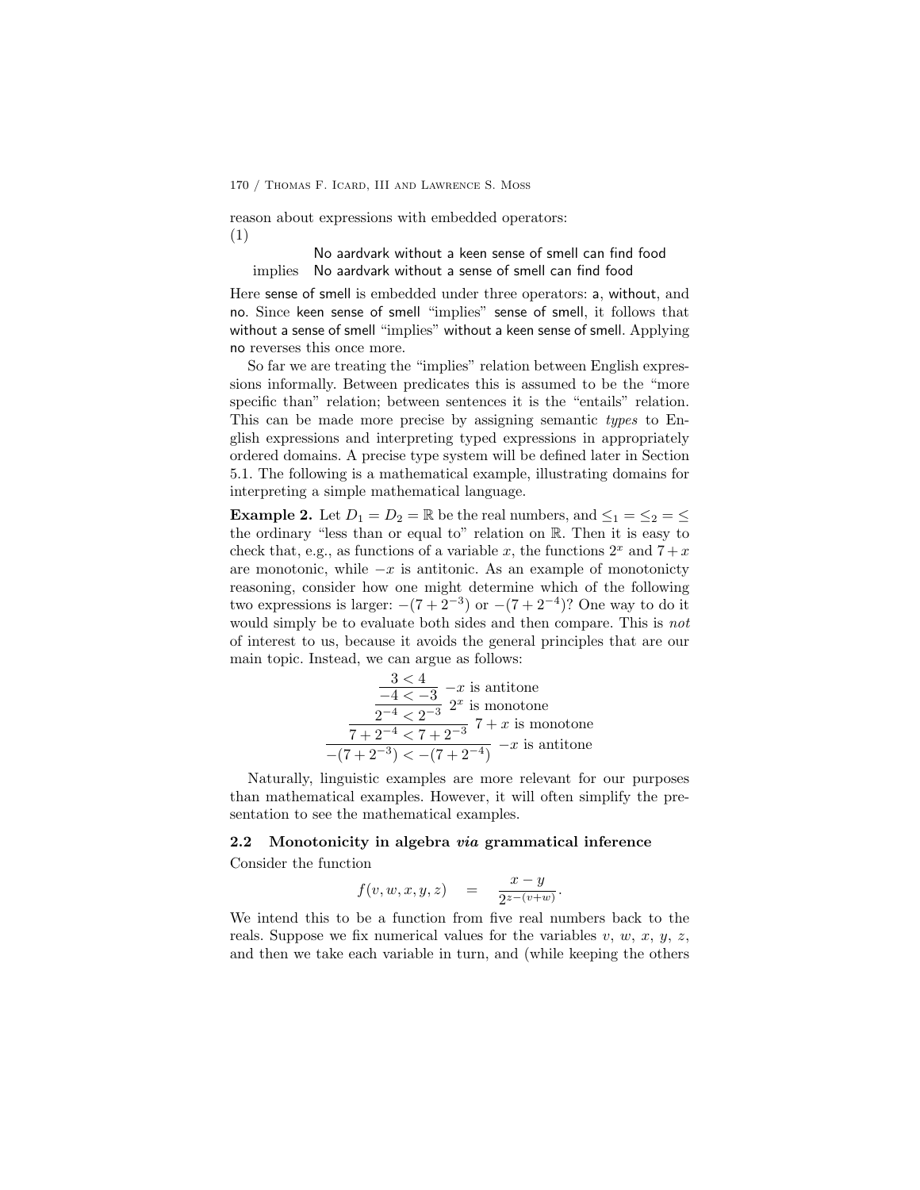reason about expressions with embedded operators:

(1)

No aardvark without a keen sense of smell can find food
implies No aardvark without a sense of smell can find food

Here sense of smell is embedded under three operators: a, without, and no. Since keen sense of smell "implies" sense of smell, it follows that without a sense of smell "implies" without a keen sense of smell. Applying no reverses this once more.

So far we are treating the "implies" relation between English expressions informally. Between predicates this is assumed to be the "more specific than" relation; between sentences it is the "entails" relation. This can be made more precise by assigning semantic *types* to English expressions and interpreting typed expressions in appropriately ordered domains. A precise type system will be defined later in Section 5.1. The following is a mathematical example, illustrating domains for interpreting a simple mathematical language.

**Example 2.** Let $D_1 = D_2 = \mathbb{R}$ be the real numbers, and $\leq_1 = \leq_2 = \leq$ the ordinary "less than or equal to" relation on $\mathbb{R}$. Then it is easy to check that, e.g., as functions of a variable $x$, the functions $2^x$ and $7+x$ are monotonic, while $-x$ is antitonic. As an example of monotonicty reasoning, consider how one might determine which of the following two expressions is larger: $-(7+2^{-3})$ or $-(7+2^{-4})$? One way to do it would simply be to evaluate both sides and then compare. This is *not* of interest to us, because it avoids the general principles that are our main topic. Instead, we can argue as follows:

$$
\dfrac{\dfrac{\dfrac{\dfrac{3 < 4}{-4 < -3}\ -x \text{ is antitone}}{2^{-4} < 2^{-3}}\ 2^x \text{ is monotone}}{7+2^{-4} < 7+2^{-3}}\ 7+x \text{ is monotone}}{-(7+2^{-3}) < -(7+2^{-4})}\ -x \text{ is antitone}
$$

Naturally, linguistic examples are more relevant for our purposes than mathematical examples. However, it will often simplify the presentation to see the mathematical examples.

### 2.2 Monotonicity in algebra *via* grammatical inference

Consider the function

$$
f(v, w, x, y, z) \quad = \quad \frac{x-y}{2^{z-(v+w)}}.
$$

We intend this to be a function from five real numbers back to the reals. Suppose we fix numerical values for the variables $v$, $w$, $x$, $y$, $z$, and then we take each variable in turn, and (while keeping the others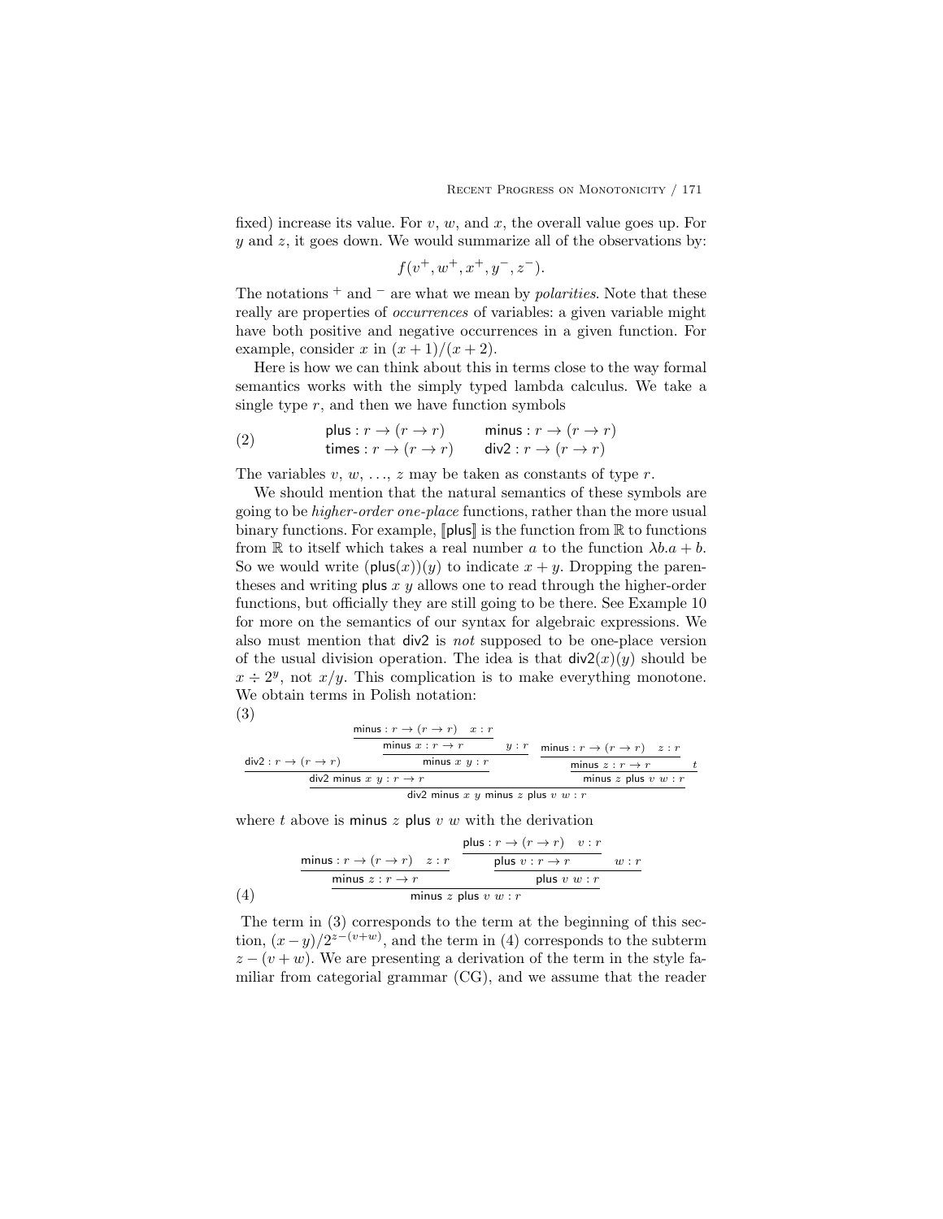fixed) increase its value. For $v$, $w$, and $x$, the overall value goes up. For $y$ and $z$, it goes down. We would summarize all of the observations by:

$$f(v^+, w^+, x^+, y^-, z^-).$$

The notations $^+$ and $^-$ are what we mean by *polarities*. Note that these really are properties of *occurrences* of variables: a given variable might have both positive and negative occurrences in a given function. For example, consider $x$ in $(x + 1)/(x + 2)$.

Here is how we can think about this in terms close to the way formal semantics works with the simply typed lambda calculus. We take a single type $r$, and then we have function symbols

$$\text{(2)} \qquad \begin{array}{ll} \mathsf{plus} : r \to (r \to r) & \mathsf{minus} : r \to (r \to r) \\ \mathsf{times} : r \to (r \to r) & \mathsf{div2} : r \to (r \to r) \end{array}$$

The variables $v$, $w$, ..., $z$ may be taken as constants of type $r$.

We should mention that the natural semantics of these symbols are going to be *higher-order one-place* functions, rather than the more usual binary functions. For example, $[\![\mathsf{plus}]\!]$ is the function from $\mathbb{R}$ to functions from $\mathbb{R}$ to itself which takes a real number $a$ to the function $\lambda b.a + b$. So we would write $(\mathsf{plus}(x))(y)$ to indicate $x + y$. Dropping the parentheses and writing $\mathsf{plus}\ x\ y$ allows one to read through the higher-order functions, but officially they are still going to be there. See Example 10 for more on the semantics of our syntax for algebraic expressions. We also must mention that $\mathsf{div2}$ is *not* supposed to be one-place version of the usual division operation. The idea is that $\mathsf{div2}(x)(y)$ should be $x \div 2^y$, not $x/y$. This complication is to make everything monotone. We obtain terms in Polish notation:

(3)

$$\dfrac{\mathsf{div2} : r \to (r \to r) \qquad \dfrac{\dfrac{\dfrac{\mathsf{minus} : r \to (r \to r) \quad x : r}{\mathsf{minus}\ x : r \to r} \quad y : r}{\mathsf{minus}\ x\ y : r}}{} \qquad \dfrac{\dfrac{\mathsf{minus} : r \to (r \to r) \quad z : r}{\mathsf{minus}\ z : r \to r} \quad t}{\mathsf{minus}\ z\ \mathsf{plus}\ v\ w : r}}{}$$

$$\dfrac{\mathsf{div2\ minus}\ x\ y : r \to r \qquad \mathsf{minus}\ z\ \mathsf{plus}\ v\ w : r}{\mathsf{div2\ minus}\ x\ y\ \mathsf{minus}\ z\ \mathsf{plus}\ v\ w : r}$$

where $t$ above is $\mathsf{minus}\ z\ \mathsf{plus}\ v\ w$ with the derivation

$$\text{(4)} \qquad \dfrac{\dfrac{\mathsf{minus} : r \to (r \to r) \quad z : r}{\mathsf{minus}\ z : r \to r} \qquad \dfrac{\dfrac{\mathsf{plus} : r \to (r \to r) \quad v : r}{\mathsf{plus}\ v : r \to r} \quad w : r}{\mathsf{plus}\ v\ w : r}}{\mathsf{minus}\ z\ \mathsf{plus}\ v\ w : r}$$

The term in (3) corresponds to the term at the beginning of this section, $(x-y)/2^{z-(v+w)}$, and the term in (4) corresponds to the subterm $z - (v + w)$. We are presenting a derivation of the term in the style familiar from categorial grammar (CG), and we assume that the reader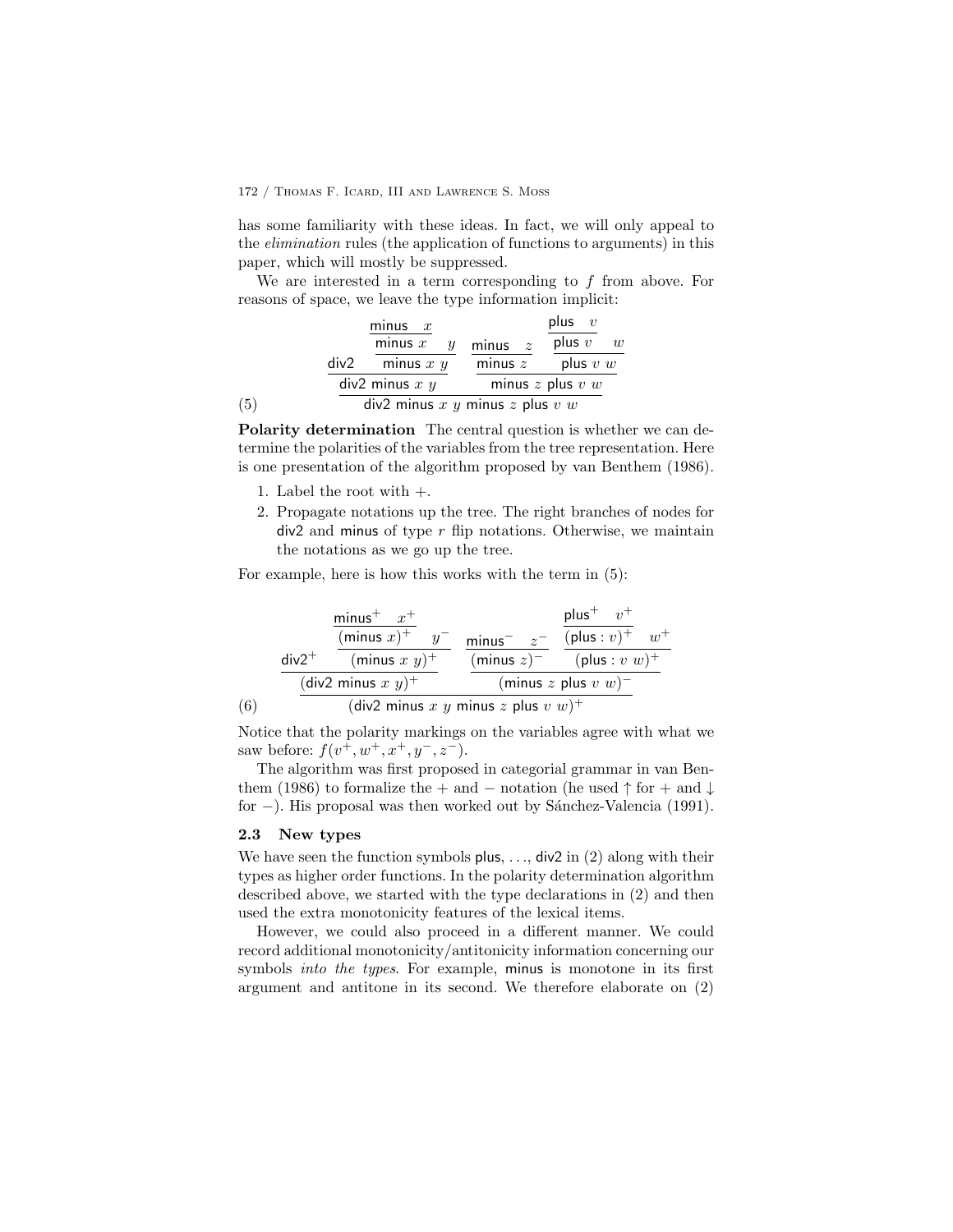has some familiarity with these ideas. In fact, we will only appeal to the *elimination* rules (the application of functions to arguments) in this paper, which will mostly be suppressed.

We are interested in a term corresponding to $f$ from above. For reasons of space, we leave the type information implicit:

$$
\dfrac{\mathsf{div2} \quad \dfrac{\dfrac{\mathsf{minus} \quad x}{\mathsf{minus}\ x} \quad y}{\mathsf{minus}\ x\ y}}{\mathsf{div2\ minus}\ x\ y} \quad \dfrac{\dfrac{\mathsf{minus} \quad z}{\mathsf{minus}\ z} \quad \dfrac{\dfrac{\mathsf{plus} \quad v}{\mathsf{plus}\ v} \quad w}{\mathsf{plus}\ v\ w}}{\mathsf{minus}\ z\ \mathsf{plus}\ v\ w}
$$

$$
(5) \qquad \mathsf{div2\ minus}\ x\ y\ \mathsf{minus}\ z\ \mathsf{plus}\ v\ w
$$

**Polarity determination** The central question is whether we can determine the polarities of the variables from the tree representation. Here is one presentation of the algorithm proposed by van Benthem (1986).

1. Label the root with $+$.
2. Propagate notations up the tree. The right branches of nodes for div2 and minus of type $r$ flip notations. Otherwise, we maintain the notations as we go up the tree.

For example, here is how this works with the term in (5):

$$
\dfrac{\mathsf{div2}^+ \quad \dfrac{\dfrac{\mathsf{minus}^+ \quad x^+}{(\mathsf{minus}\ x)^+} \quad y^-}{(\mathsf{minus}\ x\ y)^+}}{(\mathsf{div2\ minus}\ x\ y)^+} \quad \dfrac{\dfrac{\mathsf{minus}^- \quad z^-}{(\mathsf{minus}\ z)^-} \quad \dfrac{\dfrac{\mathsf{plus}^+ \quad v^+}{(\mathsf{plus}: v)^+} \quad w^+}{(\mathsf{plus}: v\ w)^+}}{(\mathsf{minus}\ z\ \mathsf{plus}\ v\ w)^-}
$$

$$
(6) \qquad (\mathsf{div2\ minus}\ x\ y\ \mathsf{minus}\ z\ \mathsf{plus}\ v\ w)^+
$$

Notice that the polarity markings on the variables agree with what we saw before: $f(v^+, w^+, x^+, y^-, z^-)$.

The algorithm was first proposed in categorial grammar in van Benthem (1986) to formalize the $+$ and $-$ notation (he used $\uparrow$ for $+$ and $\downarrow$ for $-$). His proposal was then worked out by Sánchez-Valencia (1991).

### 2.3 New types

We have seen the function symbols plus, …, div2 in (2) along with their types as higher order functions. In the polarity determination algorithm described above, we started with the type declarations in (2) and then used the extra monotonicity features of the lexical items.

However, we could also proceed in a different manner. We could record additional monotonicity/antitonicity information concerning our symbols *into the types*. For example, minus is monotone in its first argument and antitone in its second. We therefore elaborate on (2)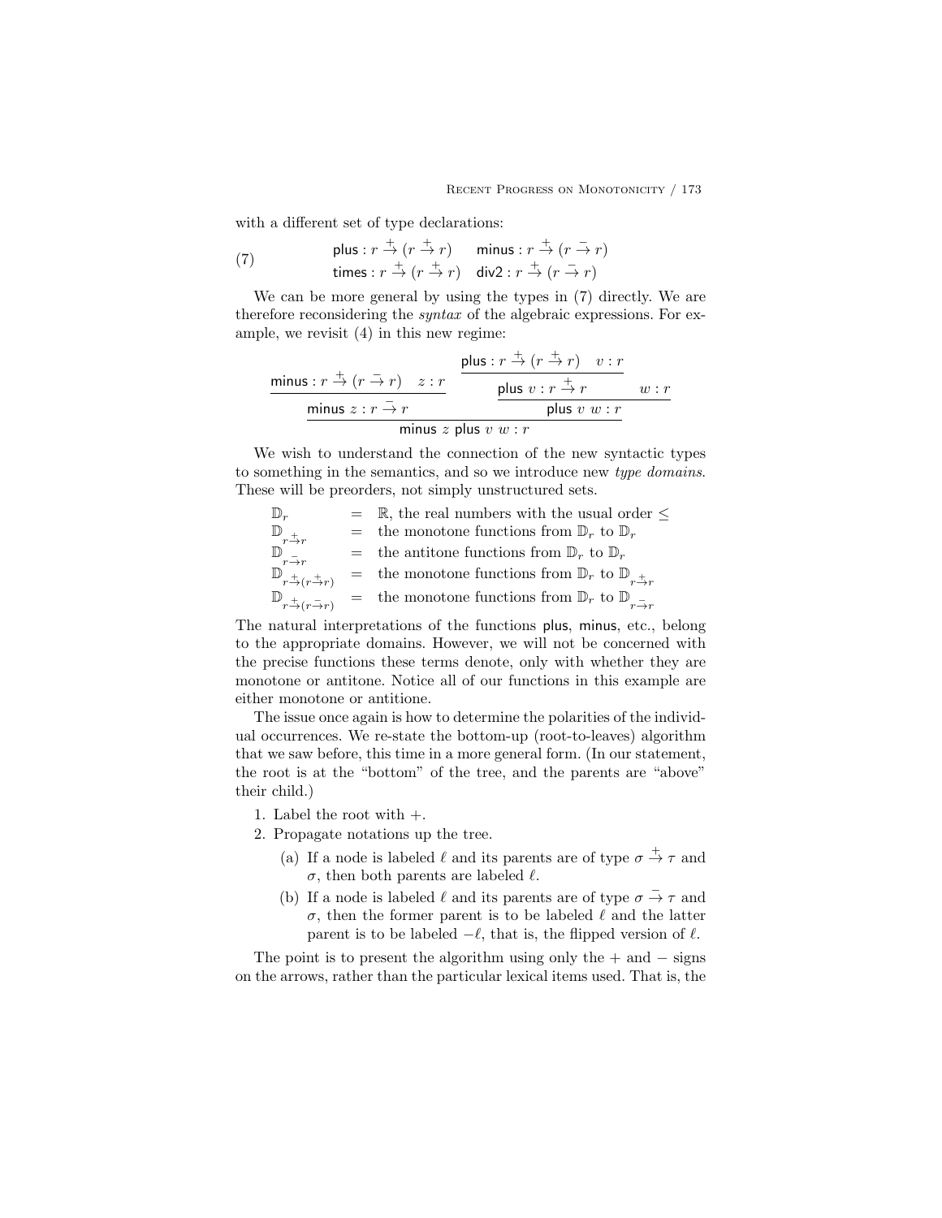with a different set of type declarations:

$$\text{(7)} \qquad \begin{array}{ll} \mathsf{plus} : r \stackrel{+}{\to} (r \stackrel{+}{\to} r) & \mathsf{minus} : r \stackrel{+}{\to} (r \stackrel{-}{\to} r) \\ \mathsf{times} : r \stackrel{+}{\to} (r \stackrel{+}{\to} r) & \mathsf{div2} : r \stackrel{+}{\to} (r \stackrel{-}{\to} r) \end{array}$$

We can be more general by using the types in (7) directly. We are therefore reconsidering the *syntax* of the algebraic expressions. For example, we revisit (4) in this new regime:

$$\dfrac{\dfrac{\mathsf{minus} : r \stackrel{+}{\to} (r \stackrel{-}{\to} r) \quad z : r}{\mathsf{minus}\ z : r \stackrel{-}{\to} r} \qquad \dfrac{\dfrac{\mathsf{plus} : r \stackrel{+}{\to} (r \stackrel{+}{\to} r) \quad v : r}{\mathsf{plus}\ v : r \stackrel{+}{\to} r} \quad w : r}{\mathsf{plus}\ v\ w : r}}{\mathsf{minus}\ z\ \mathsf{plus}\ v\ w : r}$$

We wish to understand the connection of the new syntactic types to something in the semantics, and so we introduce new *type domains*. These will be preorders, not simply unstructured sets.

$$\begin{array}{lcl} \mathbb{D}_r & = & \mathbb{R}, \text{ the real numbers with the usual order } \leq \\ \mathbb{D}_{r \stackrel{+}{\to} r} & = & \text{the monotone functions from } \mathbb{D}_r \text{ to } \mathbb{D}_r \\ \mathbb{D}_{r \stackrel{-}{\to} r} & = & \text{the antitone functions from } \mathbb{D}_r \text{ to } \mathbb{D}_r \\ \mathbb{D}_{r \stackrel{+}{\to} (r \stackrel{+}{\to} r)} & = & \text{the monotone functions from } \mathbb{D}_r \text{ to } \mathbb{D}_{r \stackrel{+}{\to} r} \\ \mathbb{D}_{r \stackrel{+}{\to} (r \stackrel{-}{\to} r)} & = & \text{the monotone functions from } \mathbb{D}_r \text{ to } \mathbb{D}_{r \stackrel{-}{\to} r} \end{array}$$

The natural interpretations of the functions plus, minus, etc., belong to the appropriate domains. However, we will not be concerned with the precise functions these terms denote, only with whether they are monotone or antitone. Notice all of our functions in this example are either monotone or antitione.

The issue once again is how to determine the polarities of the individual occurrences. We re-state the bottom-up (root-to-leaves) algorithm that we saw before, this time in a more general form. (In our statement, the root is at the "bottom" of the tree, and the parents are "above" their child.)

1. Label the root with $+$.
2. Propagate notations up the tree.
   - (a) If a node is labeled $\ell$ and its parents are of type $\sigma \stackrel{+}{\to} \tau$ and $\sigma$, then both parents are labeled $\ell$.
   - (b) If a node is labeled $\ell$ and its parents are of type $\sigma \stackrel{-}{\to} \tau$ and $\sigma$, then the former parent is to be labeled $\ell$ and the latter parent is to be labeled $-\ell$, that is, the flipped version of $\ell$.

The point is to present the algorithm using only the $+$ and $-$ signs on the arrows, rather than the particular lexical items used. That is, the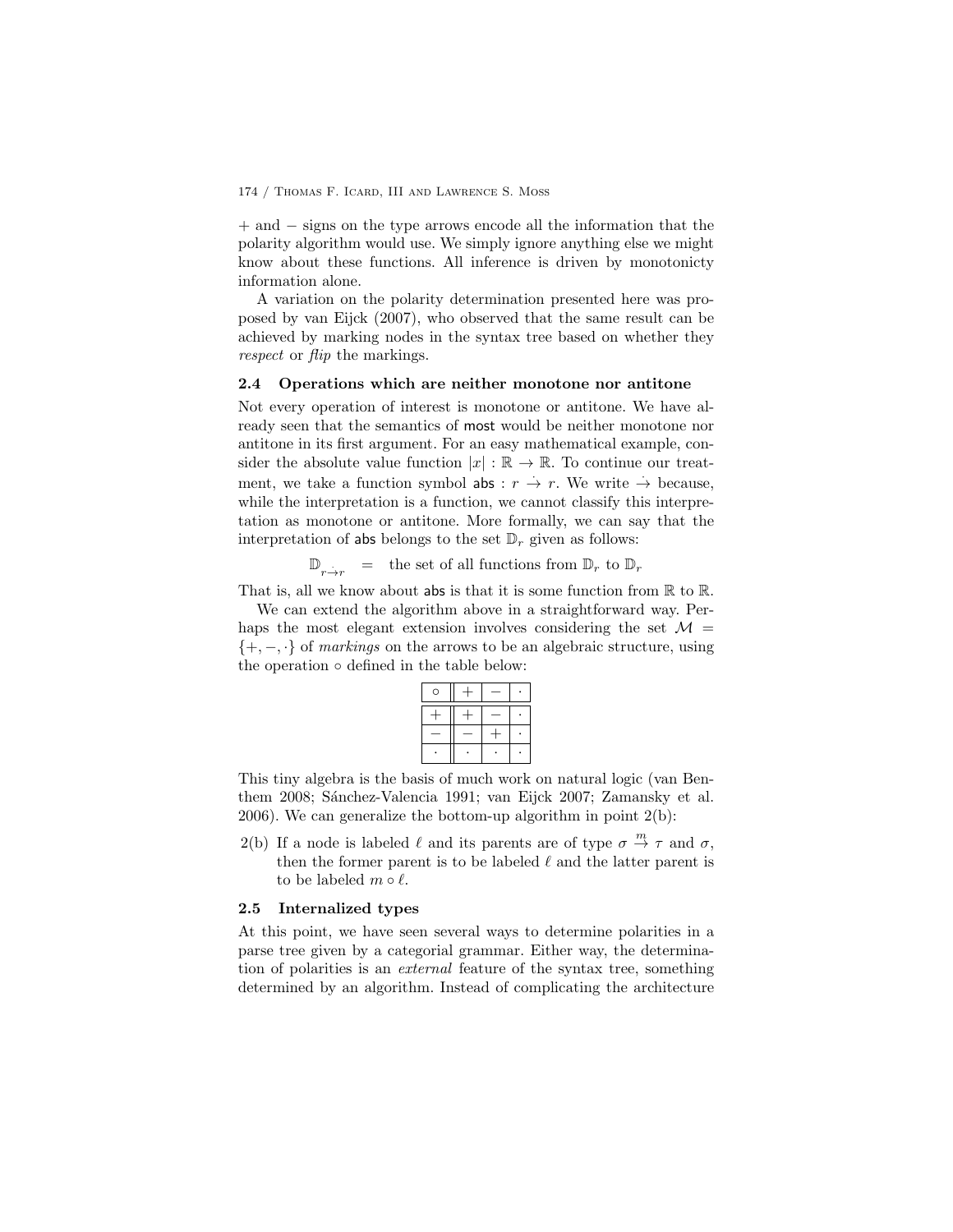$+$ and $-$ signs on the type arrows encode all the information that the polarity algorithm would use. We simply ignore anything else we might know about these functions. All inference is driven by monotonicty information alone.

A variation on the polarity determination presented here was proposed by van Eijck (2007), who observed that the same result can be achieved by marking nodes in the syntax tree based on whether they *respect* or *flip* the markings.

### 2.4 Operations which are neither monotone nor antitone

Not every operation of interest is monotone or antitone. We have already seen that the semantics of most would be neither monotone nor antitone in its first argument. For an easy mathematical example, consider the absolute value function $|x| : \mathbb{R} \to \mathbb{R}$. To continue our treatment, we take a function symbol $\mathsf{abs} : r \stackrel{\cdot}{\to} r$. We write $\stackrel{\cdot}{\to}$ because, while the interpretation is a function, we cannot classify this interpretation as monotone or antitone. More formally, we can say that the interpretation of abs belongs to the set $\mathbb{D}_r$ given as follows:

$$\mathbb{D}_{r \stackrel{\cdot}{\to} r} \quad = \quad \text{the set of all functions from } \mathbb{D}_r \text{ to } \mathbb{D}_r$$

That is, all we know about abs is that it is some function from $\mathbb{R}$ to $\mathbb{R}$.

We can extend the algorithm above in a straightforward way. Perhaps the most elegant extension involves considering the set $\mathcal{M} = \{+, -, \cdot\}$ of *markings* on the arrows to be an algebraic structure, using the operation $\circ$ defined in the table below:

| $\circ$ | $+$ | $-$ | $\cdot$ |
|---|---|---|---|
| $+$ | $+$ | $-$ | $\cdot$ |
| $-$ | $-$ | $+$ | $\cdot$ |
| $\cdot$ | $\cdot$ | $\cdot$ | $\cdot$ |

This tiny algebra is the basis of much work on natural logic (van Benthem 2008; Sánchez-Valencia 1991; van Eijck 2007; Zamansky et al. 2006). We can generalize the bottom-up algorithm in point 2(b):

2(b) If a node is labeled $\ell$ and its parents are of type $\sigma \stackrel{m}{\to} \tau$ and $\sigma$, then the former parent is to be labeled $\ell$ and the latter parent is to be labeled $m \circ \ell$.

### 2.5 Internalized types

At this point, we have seen several ways to determine polarities in a parse tree given by a categorial grammar. Either way, the determination of polarities is an *external* feature of the syntax tree, something determined by an algorithm. Instead of complicating the architecture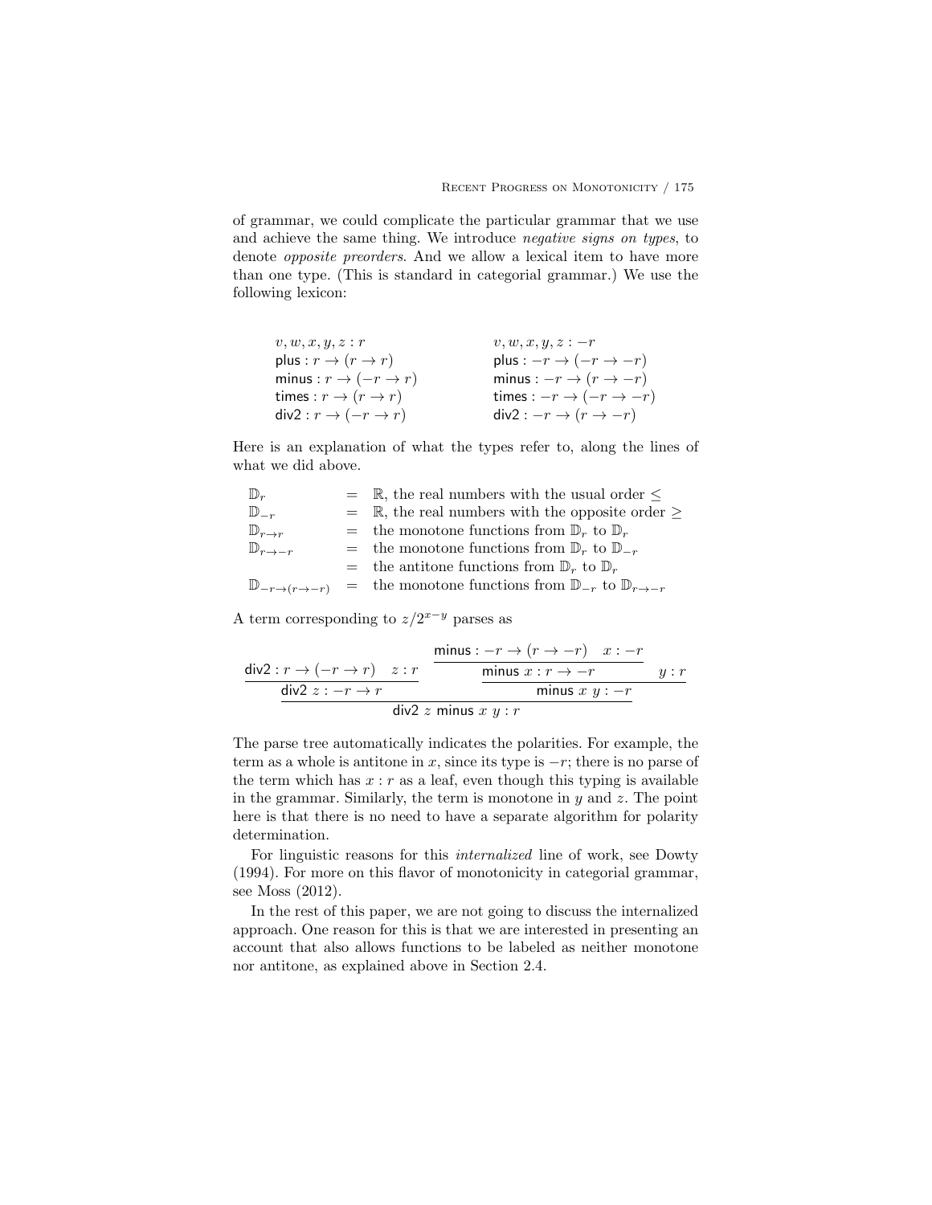of grammar, we could complicate the particular grammar that we use and achieve the same thing. We introduce *negative signs on types*, to denote *opposite preorders*. And we allow a lexical item to have more than one type. (This is standard in categorial grammar.) We use the following lexicon:

| | |
|---|---|
| $v, w, x, y, z : r$ | $v, w, x, y, z : -r$ |
| $\mathsf{plus} : r \to (r \to r)$ | $\mathsf{plus} : -r \to (-r \to -r)$ |
| $\mathsf{minus} : r \to (-r \to r)$ | $\mathsf{minus} : -r \to (r \to -r)$ |
| $\mathsf{times} : r \to (r \to r)$ | $\mathsf{times} : -r \to (-r \to -r)$ |
| $\mathsf{div2} : r \to (-r \to r)$ | $\mathsf{div2} : -r \to (r \to -r)$ |

Here is an explanation of what the types refer to, along the lines of what we did above.

$$
\begin{array}{lcl}
\mathbb{D}_r & = & \mathbb{R}, \text{ the real numbers with the usual order } \leq \\
\mathbb{D}_{-r} & = & \mathbb{R}, \text{ the real numbers with the opposite order } \geq \\
\mathbb{D}_{r\to r} & = & \text{the monotone functions from } \mathbb{D}_r \text{ to } \mathbb{D}_r \\
\mathbb{D}_{r\to -r} & = & \text{the monotone functions from } \mathbb{D}_r \text{ to } \mathbb{D}_{-r} \\
 & = & \text{the antitone functions from } \mathbb{D}_r \text{ to } \mathbb{D}_r \\
\mathbb{D}_{-r\to(r\to -r)} & = & \text{the monotone functions from } \mathbb{D}_{-r} \text{ to } \mathbb{D}_{r\to -r}
\end{array}
$$

A term corresponding to $z/2^{x-y}$ parses as

$$
\dfrac{\dfrac{\mathsf{div2} : r \to (-r \to r) \quad z : r}{\mathsf{div2}\ z : -r \to r} \quad \dfrac{\dfrac{\mathsf{minus} : -r \to (r \to -r) \quad x : -r}{\mathsf{minus}\ x : r \to -r} \quad y : r}{\mathsf{minus}\ x\ y : -r}}{\mathsf{div2}\ z\ \mathsf{minus}\ x\ y : r}
$$

The parse tree automatically indicates the polarities. For example, the term as a whole is antitone in $x$, since its type is $-r$; there is no parse of the term which has $x : r$ as a leaf, even though this typing is available in the grammar. Similarly, the term is monotone in $y$ and $z$. The point here is that there is no need to have a separate algorithm for polarity determination.

For linguistic reasons for this *internalized* line of work, see Dowty (1994). For more on this flavor of monotonicity in categorial grammar, see Moss (2012).

In the rest of this paper, we are not going to discuss the internalized approach. One reason for this is that we are interested in presenting an account that also allows functions to be labeled as neither monotone nor antitone, as explained above in Section 2.4.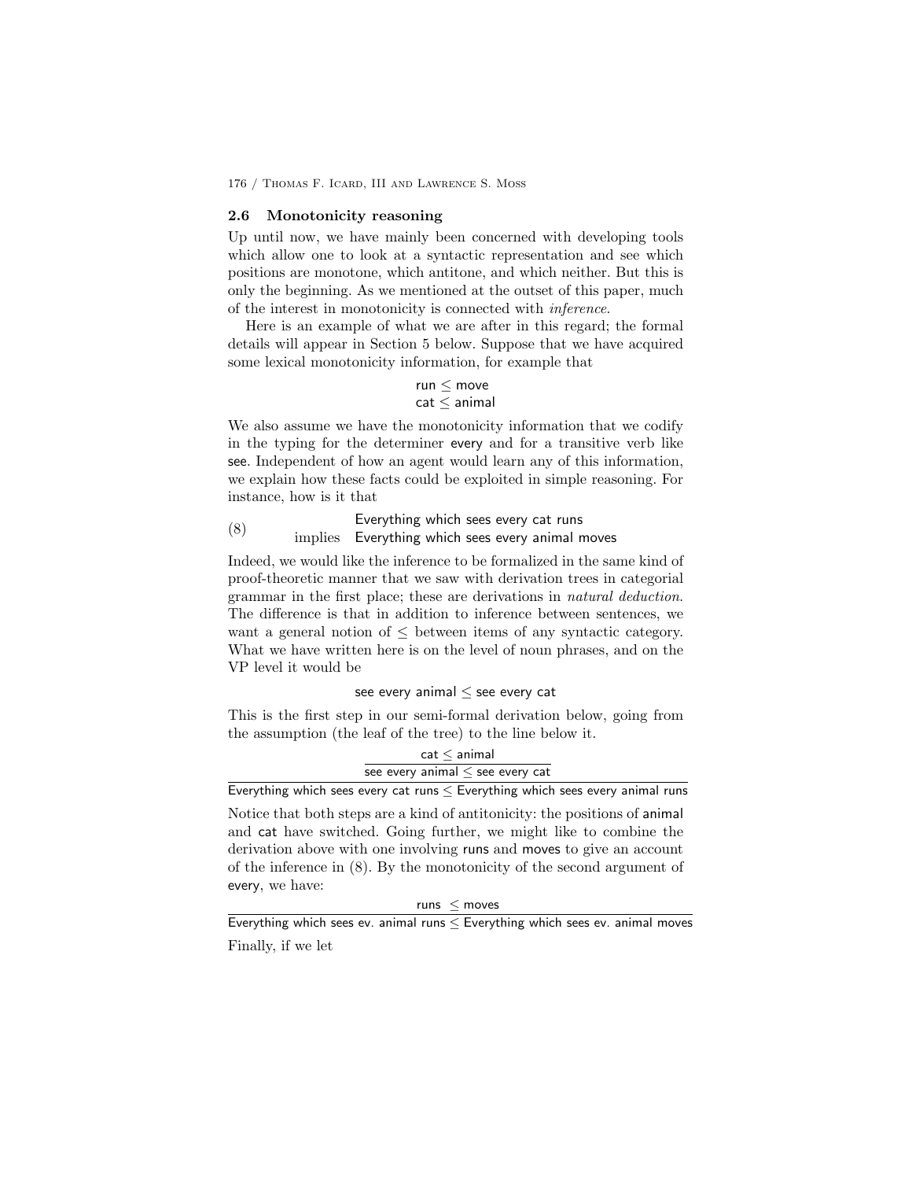### 2.6 Monotonicity reasoning

Up until now, we have mainly been concerned with developing tools which allow one to look at a syntactic representation and see which positions are monotone, which antitone, and which neither. But this is only the beginning. As we mentioned at the outset of this paper, much of the interest in monotonicity is connected with *inference*.

Here is an example of what we are after in this regard; the formal details will appear in Section 5 below. Suppose that we have acquired some lexical monotonicity information, for example that

$$\mathsf{run} \leq \mathsf{move}$$
$$\mathsf{cat} \leq \mathsf{animal}$$

We also assume we have the monotonicity information that we codify in the typing for the determiner every and for a transitive verb like see. Independent of how an agent would learn any of this information, we explain how these facts could be exploited in simple reasoning. For instance, how is it that

(8) Everything which sees every cat runs
implies Everything which sees every animal moves

Indeed, we would like the inference to be formalized in the same kind of proof-theoretic manner that we saw with derivation trees in categorial grammar in the first place; these are derivations in *natural deduction.* The difference is that in addition to inference between sentences, we want a general notion of $\leq$ between items of any syntactic category. What we have written here is on the level of noun phrases, and on the VP level it would be

$$\mathsf{see\ every\ animal} \leq \mathsf{see\ every\ cat}$$

This is the first step in our semi-formal derivation below, going from the assumption (the leaf of the tree) to the line below it.

$$\dfrac{\dfrac{\mathsf{cat} \leq \mathsf{animal}}{\mathsf{see\ every\ animal} \leq \mathsf{see\ every\ cat}}}{\mathsf{Everything\ which\ sees\ every\ cat\ runs} \leq \mathsf{Everything\ which\ sees\ every\ animal\ runs}}$$

Notice that both steps are a kind of antitonicity: the positions of animal and cat have switched. Going further, we might like to combine the derivation above with one involving runs and moves to give an account of the inference in (8). By the monotonicity of the second argument of every, we have:

$$\dfrac{\mathsf{runs} \leq \mathsf{moves}}{\mathsf{Everything\ which\ sees\ ev.\ animal\ runs} \leq \mathsf{Everything\ which\ sees\ ev.\ animal\ moves}}$$

Finally, if we let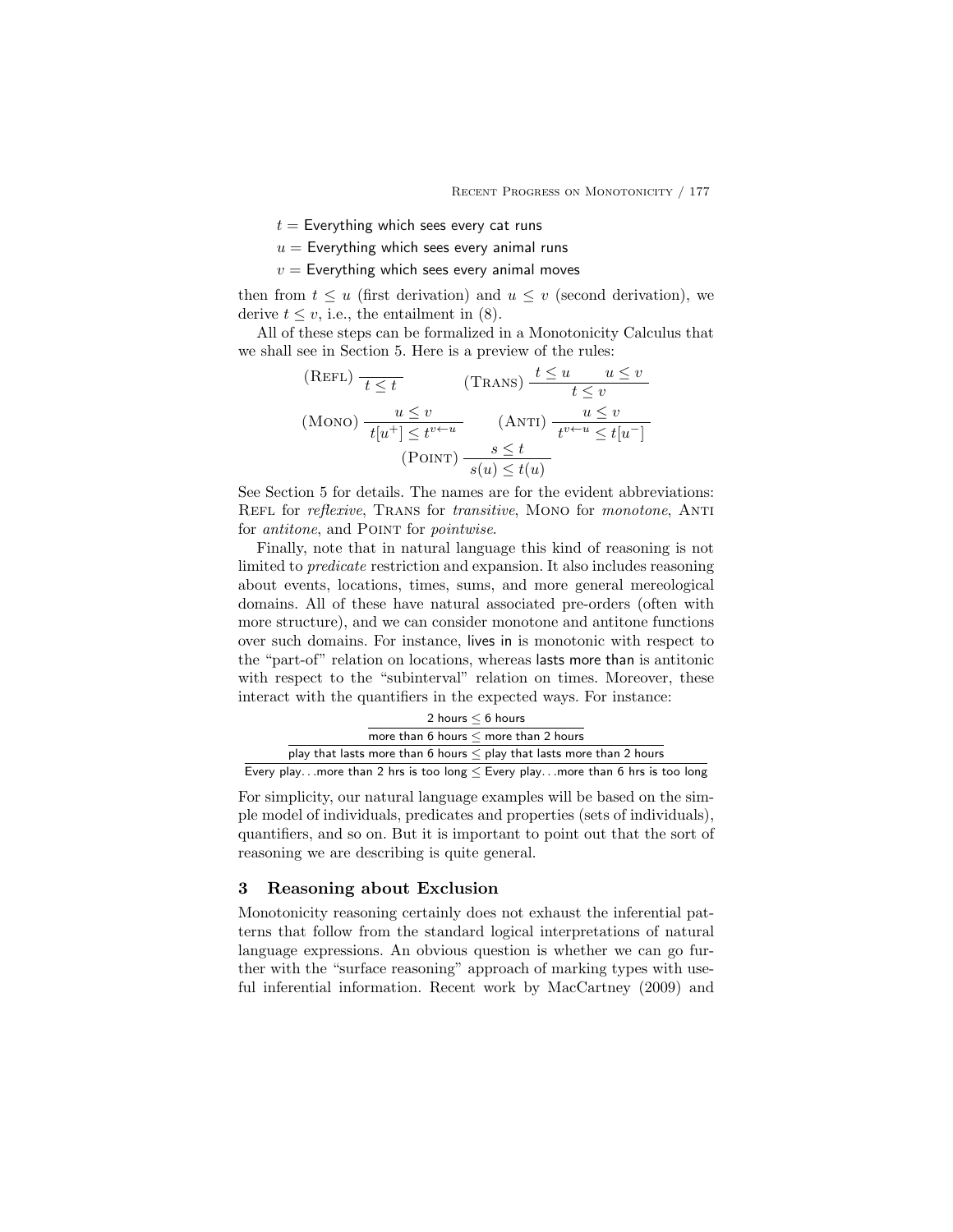$t =$ Everything which sees every cat runs

$u =$ Everything which sees every animal runs

$v =$ Everything which sees every animal moves

then from $t \leq u$ (first derivation) and $u \leq v$ (second derivation), we derive $t \leq v$, i.e., the entailment in (8).

All of these steps can be formalized in a Monotonicity Calculus that we shall see in Section 5. Here is a preview of the rules:

$$(\text{Refl}) \ \frac{}{t \leq t} \qquad (\text{Trans}) \ \frac{t \leq u \quad u \leq v}{t \leq v}$$

$$(\text{Mono}) \ \frac{u \leq v}{t[u^+] \leq t^{v \leftarrow u}} \qquad (\text{Anti}) \ \frac{u \leq v}{t^{v \leftarrow u} \leq t[u^-]}$$

$$(\text{Point}) \ \frac{s \leq t}{s(u) \leq t(u)}$$

See Section 5 for details. The names are for the evident abbreviations: Refl for *reflexive*, Trans for *transitive*, Mono for *monotone*, Anti for *antitone*, and Point for *pointwise*.

Finally, note that in natural language this kind of reasoning is not limited to *predicate* restriction and expansion. It also includes reasoning about events, locations, times, sums, and more general mereological domains. All of these have natural associated pre-orders (often with more structure), and we can consider monotone and antitone functions over such domains. For instance, lives in is monotonic with respect to the "part-of" relation on locations, whereas lasts more than is antitonic with respect to the "subinterval" relation on times. Moreover, these interact with the quantifiers in the expected ways. For instance:

$$\cfrac{\cfrac{\cfrac{\text{2 hours} \leq \text{6 hours}}{\text{more than 6 hours} \leq \text{more than 2 hours}}}{\text{play that lasts more than 6 hours} \leq \text{play that lasts more than 2 hours}}}{\text{Every play...more than 2 hrs is too long} \leq \text{Every play...more than 6 hrs is too long}}$$

For simplicity, our natural language examples will be based on the simple model of individuals, predicates and properties (sets of individuals), quantifiers, and so on. But it is important to point out that the sort of reasoning we are describing is quite general.

## 3 Reasoning about Exclusion

Monotonicity reasoning certainly does not exhaust the inferential patterns that follow from the standard logical interpretations of natural language expressions. An obvious question is whether we can go further with the "surface reasoning" approach of marking types with useful inferential information. Recent work by MacCartney (2009) and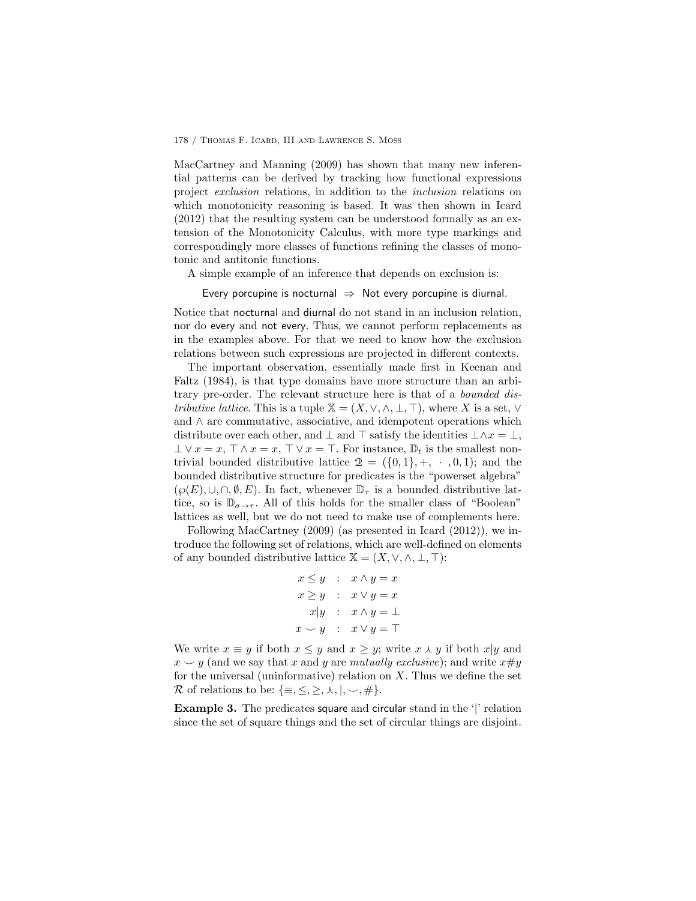MacCartney and Manning (2009) has shown that many new inferential patterns can be derived by tracking how functional expressions project *exclusion* relations, in addition to the *inclusion* relations on which monotonicity reasoning is based. It was then shown in Icard (2012) that the resulting system can be understood formally as an extension of the Monotonicity Calculus, with more type markings and correspondingly more classes of functions refining the classes of monotonic and antitonic functions.

A simple example of an inference that depends on exclusion is:

Every porcupine is nocturnal $\Rightarrow$ Not every porcupine is diurnal.

Notice that nocturnal and diurnal do not stand in an inclusion relation, nor do every and not every. Thus, we cannot perform replacements as in the examples above. For that we need to know how the exclusion relations between such expressions are projected in different contexts.

The important observation, essentially made first in Keenan and Faltz (1984), is that type domains have more structure than an arbitrary pre-order. The relevant structure here is that of a *bounded distributive lattice*. This is a tuple $\mathbb{X} = (X, \vee, \wedge, \bot, \top)$, where $X$ is a set, $\vee$ and $\wedge$ are commutative, associative, and idempotent operations which distribute over each other, and $\bot$ and $\top$ satisfy the identities $\bot \wedge x = \bot$, $\bot \vee x = x$, $\top \wedge x = x$, $\top \vee x = \top$. For instance, $\mathbb{D}_t$ is the smallest non-trivial bounded distributive lattice $\mathfrak{2} = (\{0, 1\}, +, \cdot, 0, 1)$; and the bounded distributive structure for predicates is the "powerset algebra" $(\wp(E), \cup, \cap, \emptyset, E)$. In fact, whenever $\mathbb{D}_\tau$ is a bounded distributive lattice, so is $\mathbb{D}_{\sigma \to \tau}$. All of this holds for the smaller class of "Boolean" lattices as well, but we do not need to make use of complements here.

Following MacCartney (2009) (as presented in Icard (2012)), we introduce the following set of relations, which are well-defined on elements of any bounded distributive lattice $\mathbb{X} = (X, \vee, \wedge, \bot, \top)$:

$$
\begin{aligned}
x \leq y &\ : \ x \wedge y = x \\
x \geq y &\ : \ x \vee y = x \\
x | y &\ : \ x \wedge y = \bot \\
x \smile y &\ : \ x \vee y = \top
\end{aligned}
$$

We write $x \equiv y$ if both $x \leq y$ and $x \geq y$; write $x \curlywedge y$ if both $x|y$ and $x \smile y$ (and we say that $x$ and $y$ are *mutually exclusive*); and write $x \# y$ for the universal (uninformative) relation on $X$. Thus we define the set $\mathcal{R}$ of relations to be: $\{\equiv, \leq, \geq, \curlywedge, |, \smile, \#\}$.

**Example 3.** The predicates square and circular stand in the '|' relation since the set of square things and the set of circular things are disjoint.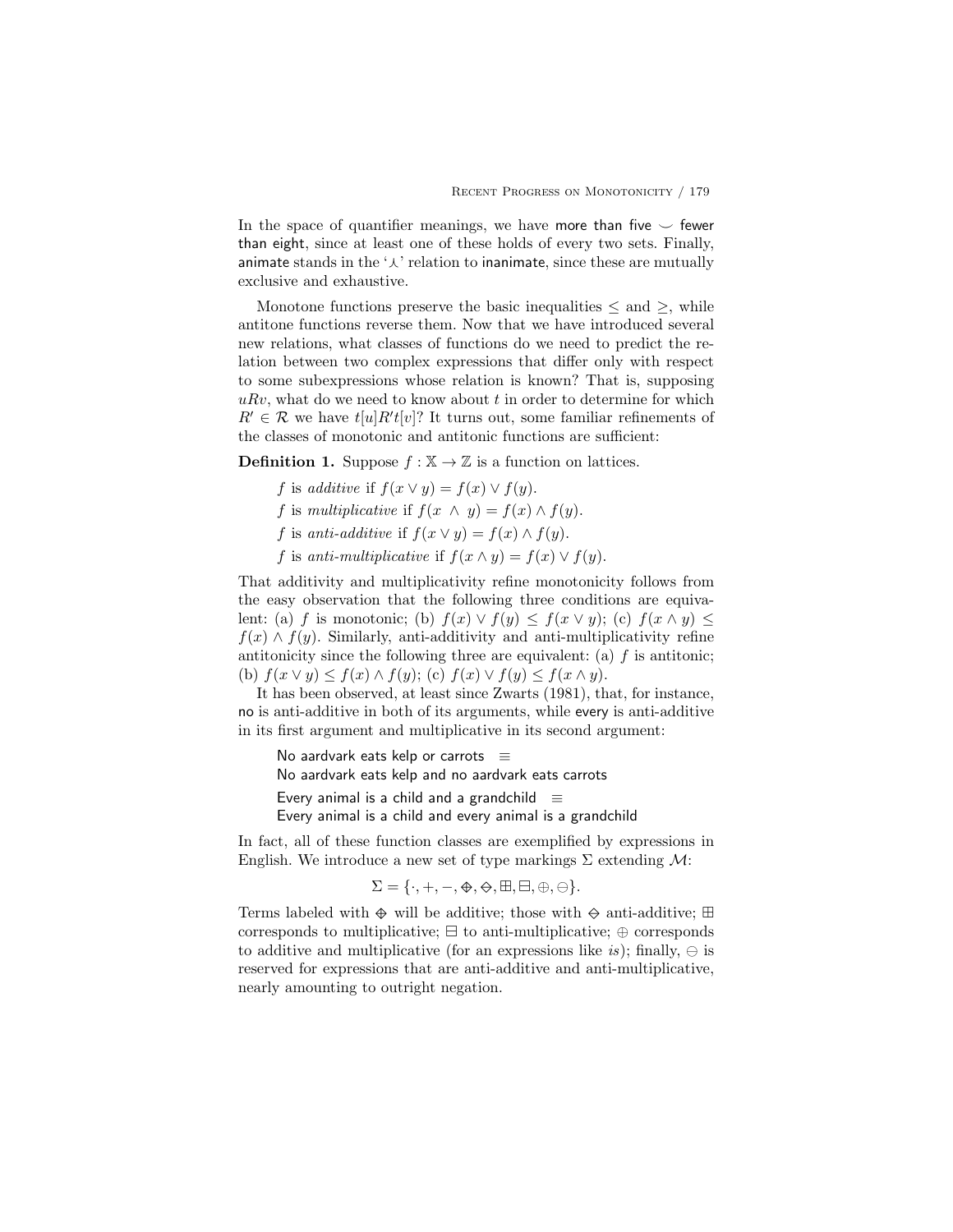In the space of quantifier meanings, we have more than five $\smile$ fewer than eight, since at least one of these holds of every two sets. Finally, animate stands in the '$\curlywedge$' relation to inanimate, since these are mutually exclusive and exhaustive.

Monotone functions preserve the basic inequalities $\leq$ and $\geq$, while antitone functions reverse them. Now that we have introduced several new relations, what classes of functions do we need to predict the relation between two complex expressions that differ only with respect to some subexpressions whose relation is known? That is, supposing $uRv$, what do we need to know about $t$ in order to determine for which $R' \in \mathcal{R}$ we have $t[u]R't[v]$? It turns out, some familiar refinements of the classes of monotonic and antitonic functions are sufficient:

**Definition 1.** Suppose $f : \mathbb{X} \to \mathbb{Z}$ is a function on lattices.

$f$ is *additive* if $f(x \vee y) = f(x) \vee f(y)$.

$f$ is *multiplicative* if $f(x \wedge y) = f(x) \wedge f(y)$.

$f$ is *anti-additive* if $f(x \vee y) = f(x) \wedge f(y)$.

$f$ is *anti-multiplicative* if $f(x \wedge y) = f(x) \vee f(y)$.

That additivity and multiplicativity refine monotonicity follows from the easy observation that the following three conditions are equivalent: (a) $f$ is monotonic; (b) $f(x) \vee f(y) \leq f(x \vee y)$; (c) $f(x \wedge y) \leq f(x) \wedge f(y)$. Similarly, anti-additivity and anti-multiplicativity refine antitonicity since the following three are equivalent: (a) $f$ is antitonic; (b) $f(x \vee y) \leq f(x) \wedge f(y)$; (c) $f(x) \vee f(y) \leq f(x \wedge y)$.

It has been observed, at least since Zwarts (1981), that, for instance, no is anti-additive in both of its arguments, while every is anti-additive in its first argument and multiplicative in its second argument:

No aardvark eats kelp or carrots $\equiv$
No aardvark eats kelp and no aardvark eats carrots

Every animal is a child and a grandchild $\equiv$
Every animal is a child and every animal is a grandchild

In fact, all of these function classes are exemplified by expressions in English. We introduce a new set of type markings $\Sigma$ extending $\mathcal{M}$:

$$\Sigma = \{\cdot, +, -, \diamondplus, \diamondminus, \boxplus, \boxminus, \oplus, \ominus\}.$$

Terms labeled with $\diamondplus$ will be additive; those with $\diamondminus$ anti-additive; $\boxplus$ corresponds to multiplicative; $\boxminus$ to anti-multiplicative; $\oplus$ corresponds to additive and multiplicative (for an expressions like *is*); finally, $\ominus$ is reserved for expressions that are anti-additive and anti-multiplicative, nearly amounting to outright negation.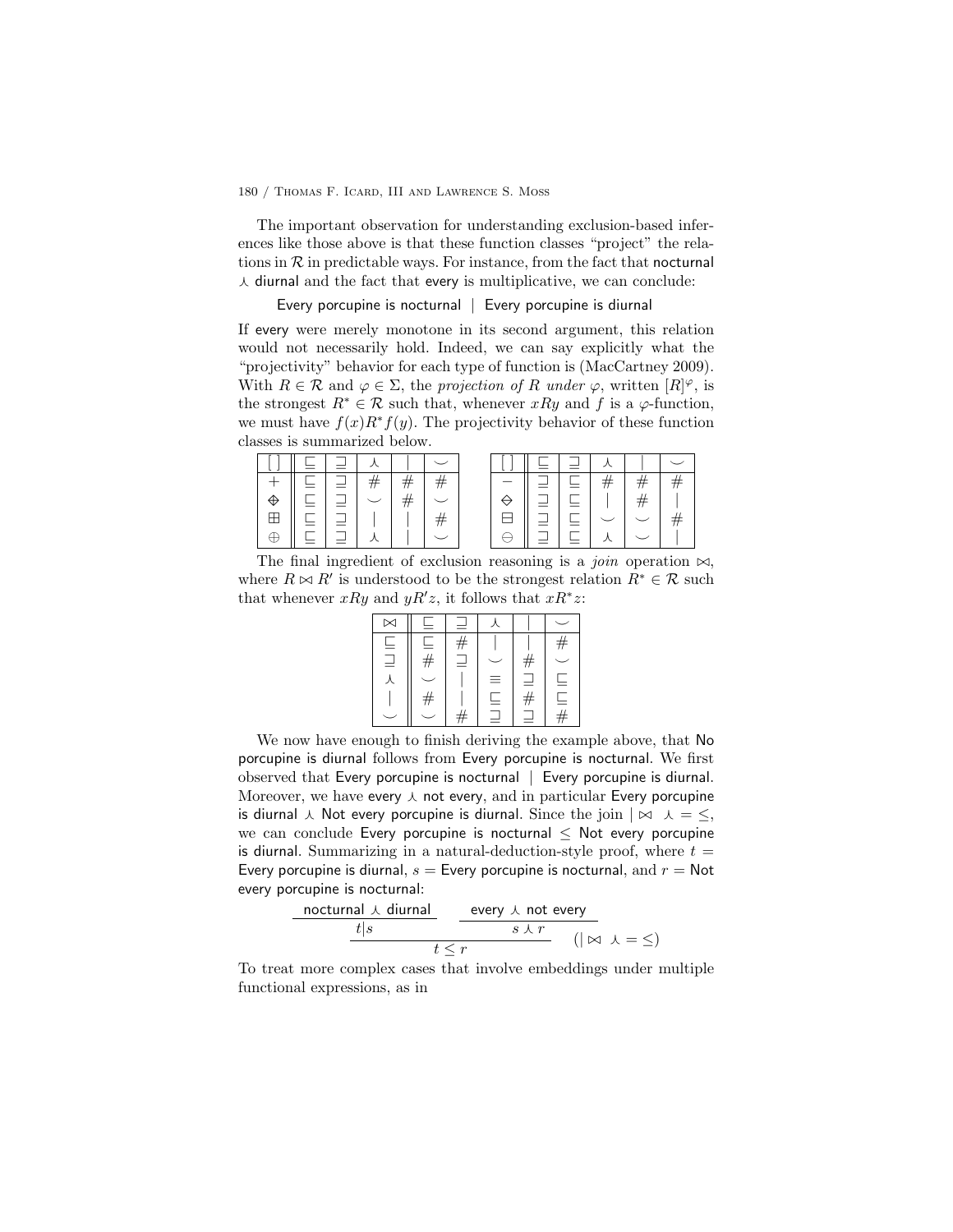The important observation for understanding exclusion-based inferences like those above is that these function classes "project" the relations in $\mathcal{R}$ in predictable ways. For instance, from the fact that nocturnal $\curlywedge$ diurnal and the fact that every is multiplicative, we can conclude:

Every porcupine is nocturnal $|$ Every porcupine is diurnal

If every were merely monotone in its second argument, this relation would not necessarily hold. Indeed, we can say explicitly what the "projectivity" behavior for each type of function is (MacCartney 2009). With $R \in \mathcal{R}$ and $\varphi \in \Sigma$, the *projection of R under* $\varphi$, written $[R]^\varphi$, is the strongest $R^* \in \mathcal{R}$ such that, whenever $xRy$ and $f$ is a $\varphi$-function, we must have $f(x)R^*f(y)$. The projectivity behavior of these function classes is summarized below.

| $[\ ]$ | $\sqsubseteq$ | $\sqsupseteq$ | $\curlywedge$ | $\mid$ | $\smile$ |
|---|---|---|---|---|---|
| $+$ | $\sqsubseteq$ | $\sqsupseteq$ | $\#$ | $\#$ | $\#$ |
| $\oplus$ | $\sqsubseteq$ | $\sqsupseteq$ | $\smile$ | $\#$ | $\smile$ |
| $\boxplus$ | $\sqsubseteq$ | $\sqsupseteq$ | $\mid$ | $\mid$ | $\#$ |
| $\oplus$ | $\sqsubseteq$ | $\sqsupseteq$ | $\curlywedge$ | $\mid$ | $\smile$ |

| $[\ ]$ | $\sqsubseteq$ | $\sqsupseteq$ | $\curlywedge$ | $\mid$ | $\smile$ |
|---|---|---|---|---|---|
| $-$ | $\sqsupseteq$ | $\sqsubseteq$ | $\#$ | $\#$ | $\#$ |
| $\ominus$ | $\sqsupseteq$ | $\sqsubseteq$ | $\mid$ | $\#$ | $\mid$ |
| $\boxminus$ | $\sqsupseteq$ | $\sqsubseteq$ | $\smile$ | $\smile$ | $\#$ |
| $\ominus$ | $\sqsupseteq$ | $\sqsubseteq$ | $\curlywedge$ | $\smile$ | $\mid$ |

The final ingredient of exclusion reasoning is a *join* operation $\bowtie$, where $R \bowtie R'$ is understood to be the strongest relation $R^* \in \mathcal{R}$ such that whenever $xRy$ and $yR'z$, it follows that $xR^*z$:

| $\bowtie$ | $\sqsubseteq$ | $\sqsupseteq$ | $\curlywedge$ | $\mid$ | $\smile$ |
|---|---|---|---|---|---|
| $\sqsubseteq$ | $\sqsubseteq$ | $\#$ | $\mid$ | $\mid$ | $\#$ |
| $\sqsupseteq$ | $\#$ | $\sqsupseteq$ | $\smile$ | $\#$ | $\smile$ |
| $\curlywedge$ | $\smile$ | $\mid$ | $\equiv$ | $\sqsupseteq$ | $\sqsubseteq$ |
| $\mid$ | $\#$ | $\mid$ | $\sqsubseteq$ | $\#$ | $\sqsubseteq$ |
| $\smile$ | $\smile$ | $\#$ | $\sqsupseteq$ | $\sqsupseteq$ | $\#$ |

We now have enough to finish deriving the example above, that No porcupine is diurnal follows from Every porcupine is nocturnal. We first observed that Every porcupine is nocturnal $|$ Every porcupine is diurnal. Moreover, we have every $\curlywedge$ not every, and in particular Every porcupine is diurnal $\curlywedge$ Not every porcupine is diurnal. Since the join $| \bowtie \curlywedge = \leq$, we can conclude Every porcupine is nocturnal $\leq$ Not every porcupine is diurnal. Summarizing in a natural-deduction-style proof, where $t =$ Every porcupine is diurnal, $s =$ Every porcupine is nocturnal, and $r =$ Not every porcupine is nocturnal:

$$\dfrac{\dfrac{\text{nocturnal} \curlywedge \text{diurnal}}{t|s} \qquad \dfrac{\text{every} \curlywedge \text{not every}}{s \curlywedge r}}{t \leq r} \ (| \bowtie \curlywedge = \leq)$$

To treat more complex cases that involve embeddings under multiple functional expressions, as in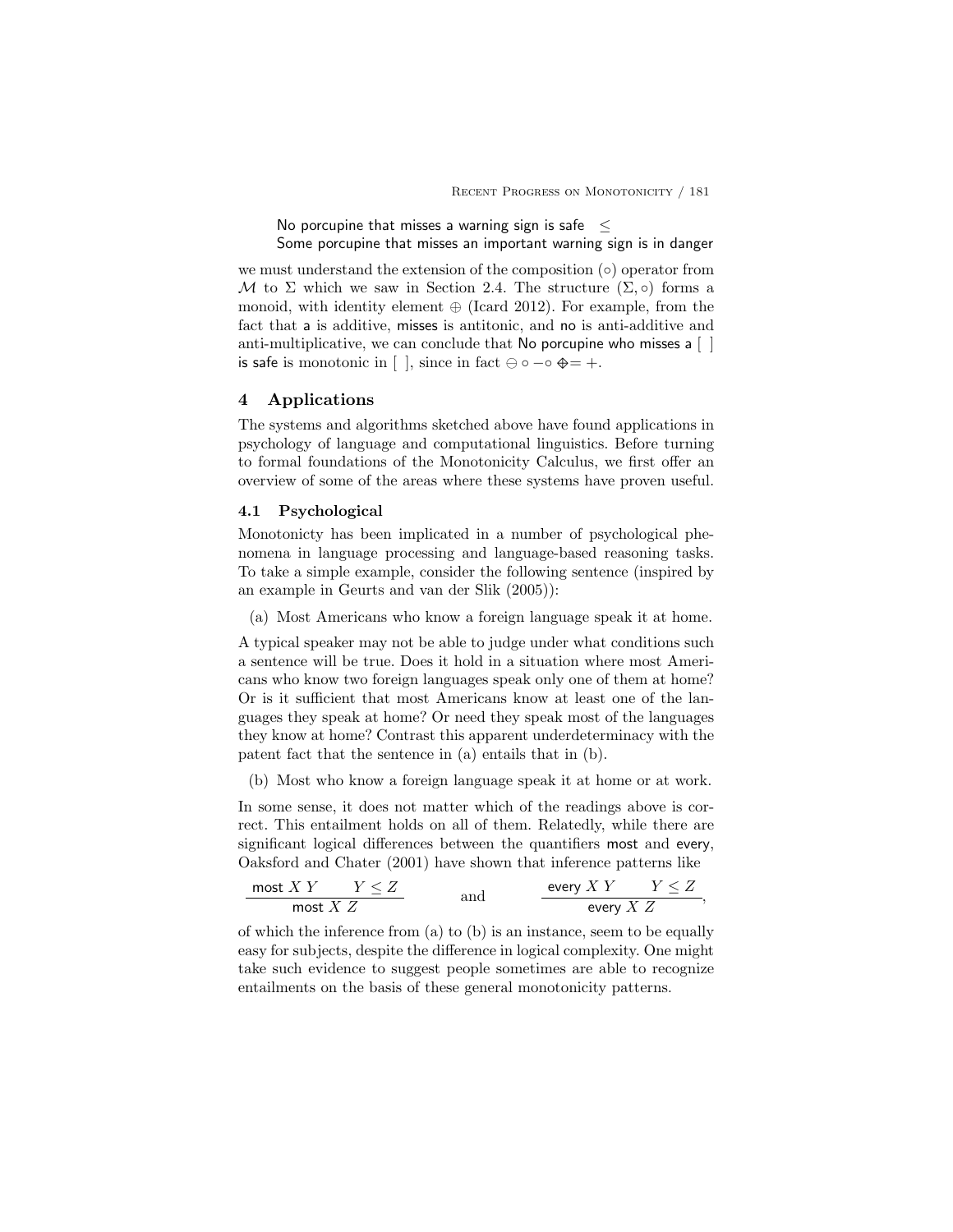No porcupine that misses a warning sign is safe $\leq$
Some porcupine that misses an important warning sign is in danger

we must understand the extension of the composition ($\circ$) operator from $\mathcal{M}$ to $\Sigma$ which we saw in Section 2.4. The structure $(\Sigma, \circ)$ forms a monoid, with identity element $\oplus$ (Icard 2012). For example, from the fact that a is additive, misses is antitonic, and no is anti-additive and anti-multiplicative, we can conclude that No porcupine who misses a [ ] is safe is monotonic in [ ], since in fact $\ominus \circ - \circ \oplus = +$.

## 4 Applications

The systems and algorithms sketched above have found applications in psychology of language and computational linguistics. Before turning to formal foundations of the Monotonicity Calculus, we first offer an overview of some of the areas where these systems have proven useful.

### 4.1 Psychological

Monotonicty has been implicated in a number of psychological phenomena in language processing and language-based reasoning tasks. To take a simple example, consider the following sentence (inspired by an example in Geurts and van der Slik (2005)):

(a) Most Americans who know a foreign language speak it at home.

A typical speaker may not be able to judge under what conditions such a sentence will be true. Does it hold in a situation where most Americans who know two foreign languages speak only one of them at home? Or is it sufficient that most Americans know at least one of the languages they speak at home? Or need they speak most of the languages they know at home? Contrast this apparent underdeterminacy with the patent fact that the sentence in (a) entails that in (b).

(b) Most who know a foreign language speak it at home or at work.

In some sense, it does not matter which of the readings above is correct. This entailment holds on all of them. Relatedly, while there are significant logical differences between the quantifiers most and every, Oaksford and Chater (2001) have shown that inference patterns like

$$\frac{\textsf{most}\ X\ Y \qquad Y \leq Z}{\textsf{most}\ X\ Z} \qquad \text{and} \qquad \frac{\textsf{every}\ X\ Y \qquad Y \leq Z}{\textsf{every}\ X\ Z},$$

of which the inference from (a) to (b) is an instance, seem to be equally easy for subjects, despite the difference in logical complexity. One might take such evidence to suggest people sometimes are able to recognize entailments on the basis of these general monotonicity patterns.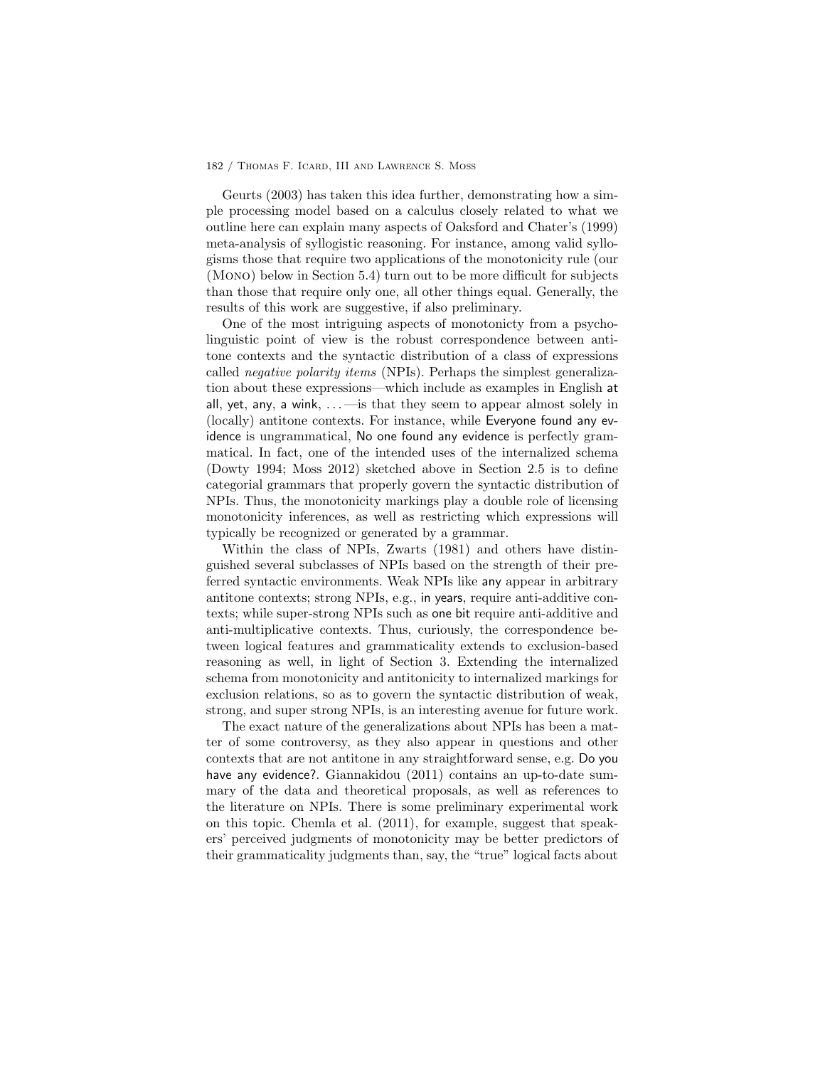Geurts (2003) has taken this idea further, demonstrating how a simple processing model based on a calculus closely related to what we outline here can explain many aspects of Oaksford and Chater's (1999) meta-analysis of syllogistic reasoning. For instance, among valid syllogisms those that require two applications of the monotonicity rule (our (Mono) below in Section 5.4) turn out to be more difficult for subjects than those that require only one, all other things equal. Generally, the results of this work are suggestive, if also preliminary.

One of the most intriguing aspects of monotonicty from a psycholinguistic point of view is the robust correspondence between antitone contexts and the syntactic distribution of a class of expressions called *negative polarity items* (NPIs). Perhaps the simplest generalization about these expressions—which include as examples in English at all, yet, any, a wink, . . . —is that they seem to appear almost solely in (locally) antitone contexts. For instance, while Everyone found any evidence is ungrammatical, No one found any evidence is perfectly grammatical. In fact, one of the intended uses of the internalized schema (Dowty 1994; Moss 2012) sketched above in Section 2.5 is to define categorial grammars that properly govern the syntactic distribution of NPIs. Thus, the monotonicity markings play a double role of licensing monotonicity inferences, as well as restricting which expressions will typically be recognized or generated by a grammar.

Within the class of NPIs, Zwarts (1981) and others have distinguished several subclasses of NPIs based on the strength of their preferred syntactic environments. Weak NPIs like any appear in arbitrary antitone contexts; strong NPIs, e.g., in years, require anti-additive contexts; while super-strong NPIs such as one bit require anti-additive and anti-multiplicative contexts. Thus, curiously, the correspondence between logical features and grammaticality extends to exclusion-based reasoning as well, in light of Section 3. Extending the internalized schema from monotonicity and antitonicity to internalized markings for exclusion relations, so as to govern the syntactic distribution of weak, strong, and super strong NPIs, is an interesting avenue for future work.

The exact nature of the generalizations about NPIs has been a matter of some controversy, as they also appear in questions and other contexts that are not antitone in any straightforward sense, e.g. Do you have any evidence?. Giannakidou (2011) contains an up-to-date summary of the data and theoretical proposals, as well as references to the literature on NPIs. There is some preliminary experimental work on this topic. Chemla et al. (2011), for example, suggest that speakers' perceived judgments of monotonicity may be better predictors of their grammaticality judgments than, say, the "true" logical facts about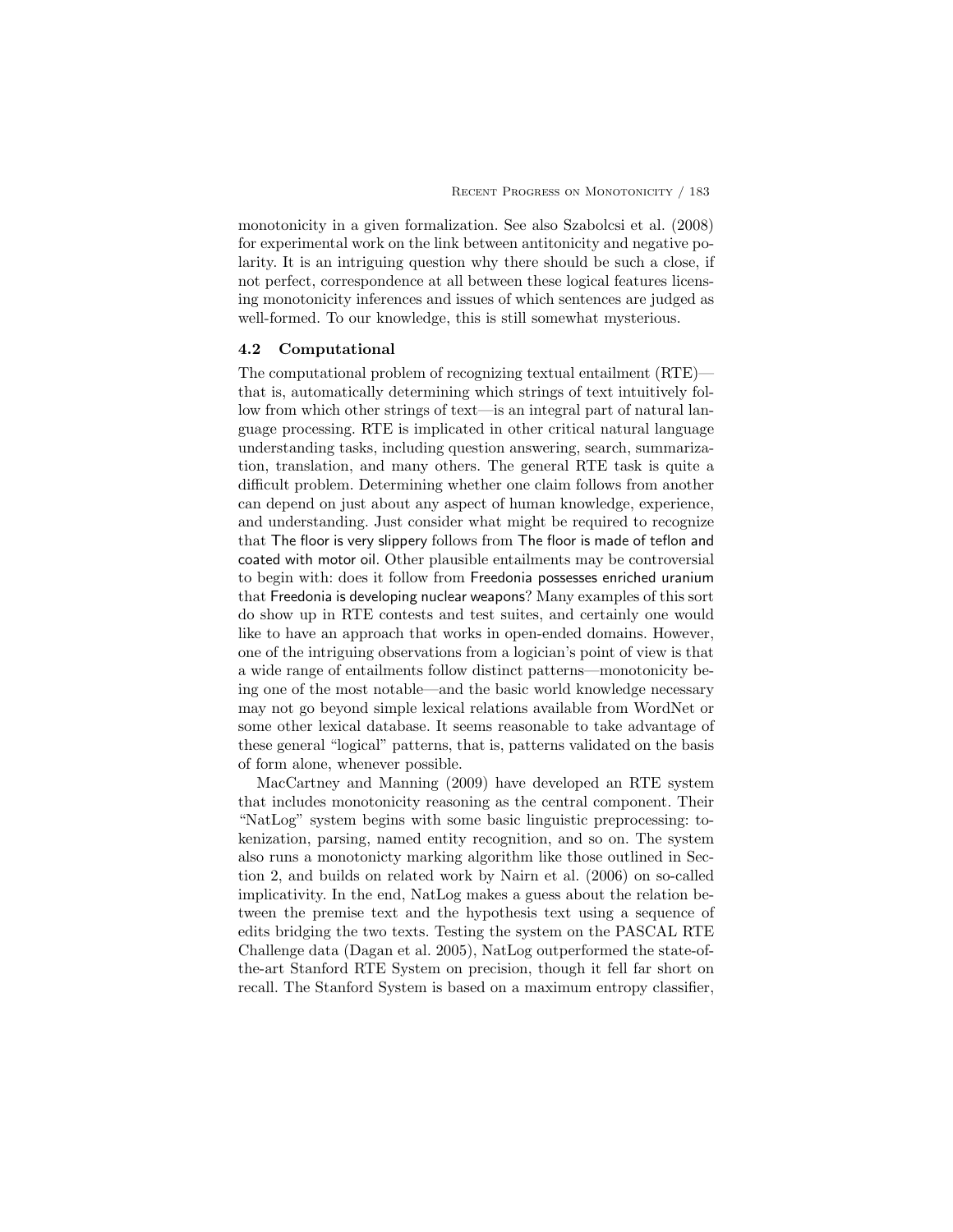monotonicity in a given formalization. See also Szabolcsi et al. (2008) for experimental work on the link between antitonicity and negative polarity. It is an intriguing question why there should be such a close, if not perfect, correspondence at all between these logical features licensing monotonicity inferences and issues of which sentences are judged as well-formed. To our knowledge, this is still somewhat mysterious.

### 4.2 Computational

The computational problem of recognizing textual entailment (RTE)—that is, automatically determining which strings of text intuitively follow from which other strings of text—is an integral part of natural language processing. RTE is implicated in other critical natural language understanding tasks, including question answering, search, summarization, translation, and many others. The general RTE task is quite a difficult problem. Determining whether one claim follows from another can depend on just about any aspect of human knowledge, experience, and understanding. Just consider what might be required to recognize that The floor is very slippery follows from The floor is made of teflon and coated with motor oil. Other plausible entailments may be controversial to begin with: does it follow from Freedonia possesses enriched uranium that Freedonia is developing nuclear weapons? Many examples of this sort do show up in RTE contests and test suites, and certainly one would like to have an approach that works in open-ended domains. However, one of the intriguing observations from a logician's point of view is that a wide range of entailments follow distinct patterns—monotonicity being one of the most notable—and the basic world knowledge necessary may not go beyond simple lexical relations available from WordNet or some other lexical database. It seems reasonable to take advantage of these general "logical" patterns, that is, patterns validated on the basis of form alone, whenever possible.

MacCartney and Manning (2009) have developed an RTE system that includes monotonicity reasoning as the central component. Their "NatLog" system begins with some basic linguistic preprocessing: tokenization, parsing, named entity recognition, and so on. The system also runs a monotonicty marking algorithm like those outlined in Section 2, and builds on related work by Nairn et al. (2006) on so-called implicativity. In the end, NatLog makes a guess about the relation between the premise text and the hypothesis text using a sequence of edits bridging the two texts. Testing the system on the PASCAL RTE Challenge data (Dagan et al. 2005), NatLog outperformed the state-of-the-art Stanford RTE System on precision, though it fell far short on recall. The Stanford System is based on a maximum entropy classifier,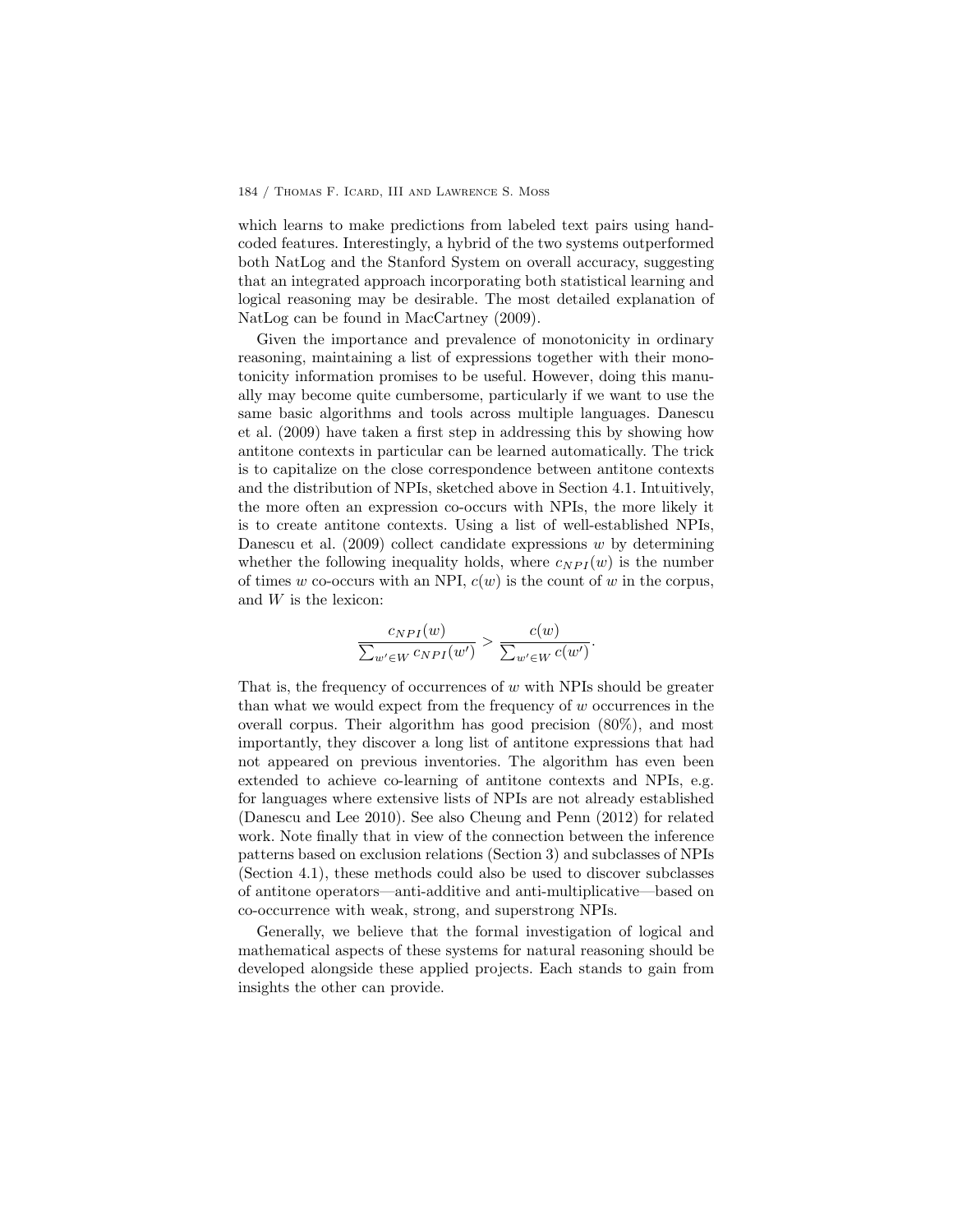which learns to make predictions from labeled text pairs using hand-coded features. Interestingly, a hybrid of the two systems outperformed both NatLog and the Stanford System on overall accuracy, suggesting that an integrated approach incorporating both statistical learning and logical reasoning may be desirable. The most detailed explanation of NatLog can be found in MacCartney (2009).

Given the importance and prevalence of monotonicity in ordinary reasoning, maintaining a list of expressions together with their monotonicity information promises to be useful. However, doing this manually may become quite cumbersome, particularly if we want to use the same basic algorithms and tools across multiple languages. Danescu et al. (2009) have taken a first step in addressing this by showing how antitone contexts in particular can be learned automatically. The trick is to capitalize on the close correspondence between antitone contexts and the distribution of NPIs, sketched above in Section 4.1. Intuitively, the more often an expression co-occurs with NPIs, the more likely it is to create antitone contexts. Using a list of well-established NPIs, Danescu et al. (2009) collect candidate expressions $w$ by determining whether the following inequality holds, where $c_{NPI}(w)$ is the number of times $w$ co-occurs with an NPI, $c(w)$ is the count of $w$ in the corpus, and $W$ is the lexicon:

$$\frac{c_{NPI}(w)}{\sum_{w' \in W} c_{NPI}(w')} > \frac{c(w)}{\sum_{w' \in W} c(w')}.$$

That is, the frequency of occurrences of $w$ with NPIs should be greater than what we would expect from the frequency of $w$ occurrences in the overall corpus. Their algorithm has good precision (80%), and most importantly, they discover a long list of antitone expressions that had not appeared on previous inventories. The algorithm has even been extended to achieve co-learning of antitone contexts and NPIs, e.g. for languages where extensive lists of NPIs are not already established (Danescu and Lee 2010). See also Cheung and Penn (2012) for related work. Note finally that in view of the connection between the inference patterns based on exclusion relations (Section 3) and subclasses of NPIs (Section 4.1), these methods could also be used to discover subclasses of antitone operators—anti-additive and anti-multiplicative—based on co-occurrence with weak, strong, and superstrong NPIs.

Generally, we believe that the formal investigation of logical and mathematical aspects of these systems for natural reasoning should be developed alongside these applied projects. Each stands to gain from insights the other can provide.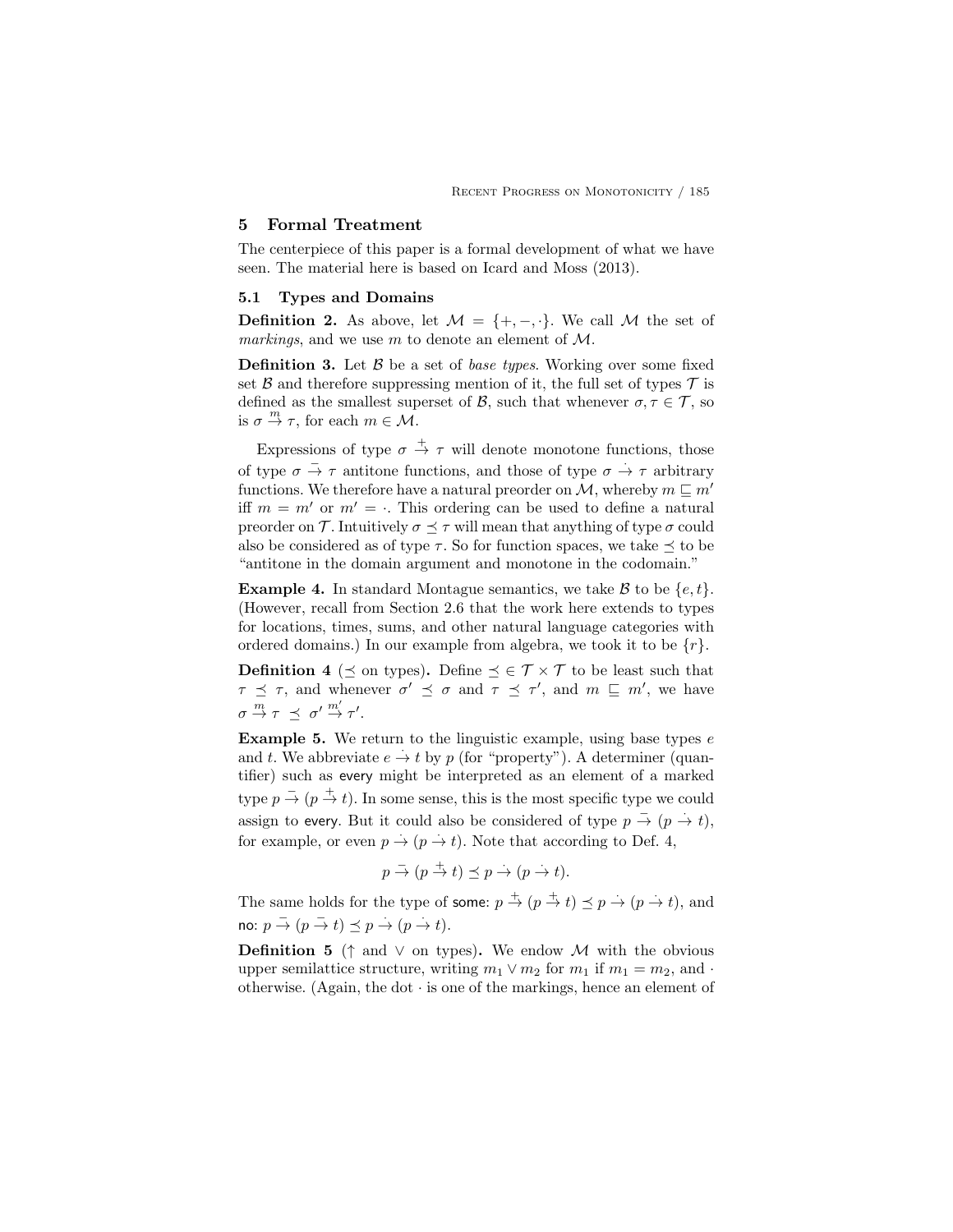## 5 Formal Treatment

The centerpiece of this paper is a formal development of what we have seen. The material here is based on Icard and Moss (2013).

### 5.1 Types and Domains

**Definition 2.** As above, let $\mathcal{M} = \{+, -, \cdot\}$. We call $\mathcal{M}$ the set of *markings*, and we use $m$ to denote an element of $\mathcal{M}$.

**Definition 3.** Let $\mathcal{B}$ be a set of *base types*. Working over some fixed set $\mathcal{B}$ and therefore suppressing mention of it, the full set of types $\mathcal{T}$ is defined as the smallest superset of $\mathcal{B}$, such that whenever $\sigma, \tau \in \mathcal{T}$, so is $\sigma \xrightarrow{m} \tau$, for each $m \in \mathcal{M}$.

Expressions of type $\sigma \xrightarrow{+} \tau$ will denote monotone functions, those of type $\sigma \xrightarrow{-} \tau$ antitone functions, and those of type $\sigma \xrightarrow{\cdot} \tau$ arbitrary functions. We therefore have a natural preorder on $\mathcal{M}$, whereby $m \sqsubseteq m'$ iff $m = m'$ or $m' = \cdot$. This ordering can be used to define a natural preorder on $\mathcal{T}$. Intuitively $\sigma \preceq \tau$ will mean that anything of type $\sigma$ could also be considered as of type $\tau$. So for function spaces, we take $\preceq$ to be "antitone in the domain argument and monotone in the codomain."

**Example 4.** In standard Montague semantics, we take $\mathcal{B}$ to be $\{e, t\}$. (However, recall from Section 2.6 that the work here extends to types for locations, times, sums, and other natural language categories with ordered domains.) In our example from algebra, we took it to be $\{r\}$.

**Definition 4** ($\preceq$ on types)**.** Define $\preceq \in \mathcal{T} \times \mathcal{T}$ to be least such that $\tau \preceq \tau$, and whenever $\sigma' \preceq \sigma$ and $\tau \preceq \tau'$, and $m \sqsubseteq m'$, we have $\sigma \xrightarrow{m} \tau \preceq \sigma' \xrightarrow{m'} \tau'$.

**Example 5.** We return to the linguistic example, using base types $e$ and $t$. We abbreviate $e \xrightarrow{\cdot} t$ by $p$ (for "property"). A determiner (quantifier) such as every might be interpreted as an element of a marked type $p \xrightarrow{-} (p \xrightarrow{+} t)$. In some sense, this is the most specific type we could assign to every. But it could also be considered of type $p \xrightarrow{-} (p \xrightarrow{\cdot} t)$, for example, or even $p \xrightarrow{\cdot} (p \xrightarrow{\cdot} t)$. Note that according to Def. 4,

$$p \xrightarrow{-} (p \xrightarrow{+} t) \preceq p \xrightarrow{\cdot} (p \xrightarrow{\cdot} t).$$

The same holds for the type of some: $p \xrightarrow{+} (p \xrightarrow{+} t) \preceq p \xrightarrow{\cdot} (p \xrightarrow{\cdot} t)$, and no: $p \xrightarrow{-} (p \xrightarrow{-} t) \preceq p \xrightarrow{\cdot} (p \xrightarrow{\cdot} t)$.

**Definition 5** ($\uparrow$ and $\vee$ on types)**.** We endow $\mathcal{M}$ with the obvious upper semilattice structure, writing $m_1 \vee m_2$ for $m_1$ if $m_1 = m_2$, and $\cdot$ otherwise. (Again, the dot $\cdot$ is one of the markings, hence an element of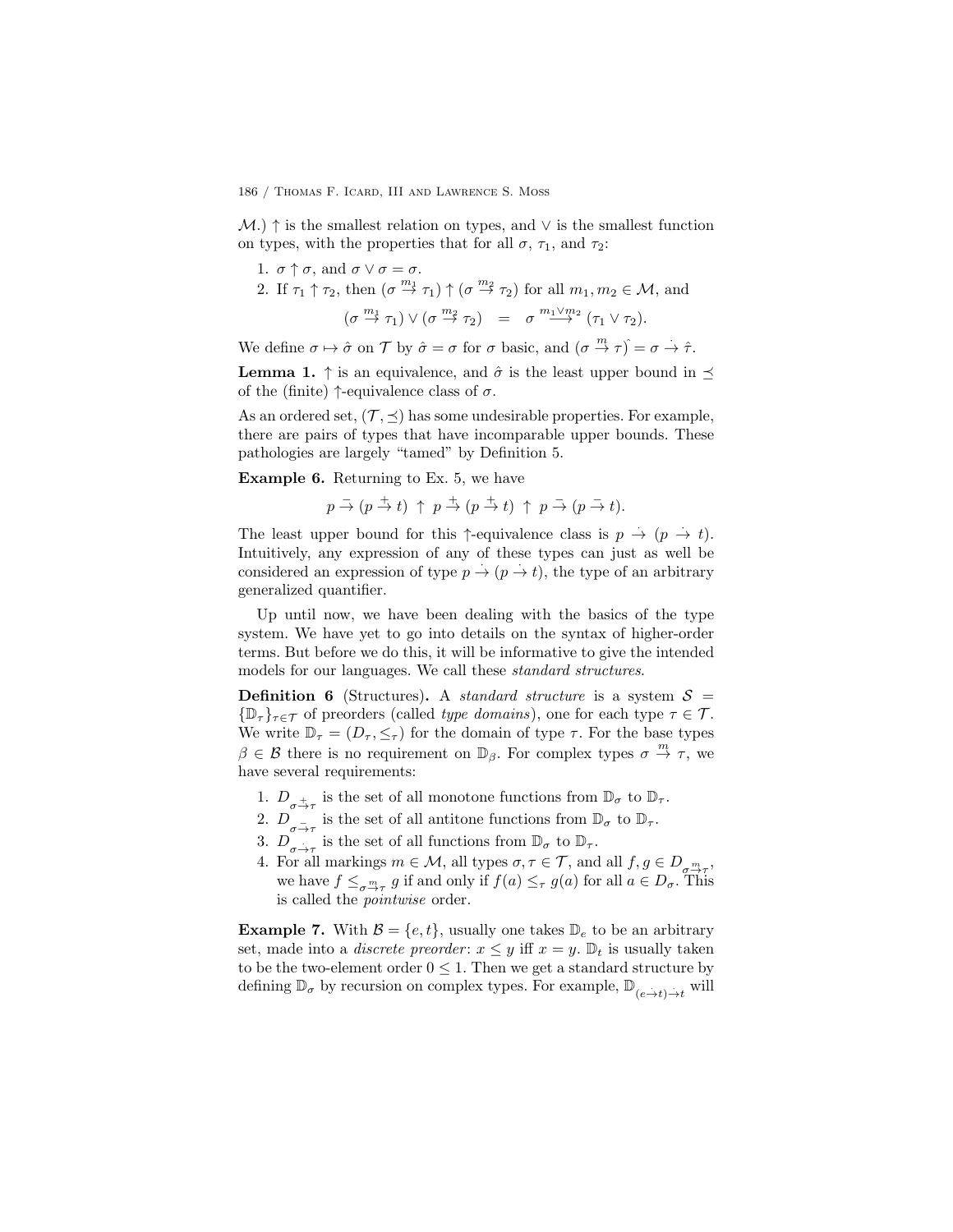$\mathcal{M}$.) $\uparrow$ is the smallest relation on types, and $\vee$ is the smallest function on types, with the properties that for all $\sigma$, $\tau_1$, and $\tau_2$:

1. $\sigma \uparrow \sigma$, and $\sigma \vee \sigma = \sigma$.
2. If $\tau_1 \uparrow \tau_2$, then $(\sigma \overset{m_1}{\to} \tau_1) \uparrow (\sigma \overset{m_2}{\to} \tau_2)$ for all $m_1, m_2 \in \mathcal{M}$, and

$$(\sigma \overset{m_1}{\to} \tau_1) \vee (\sigma \overset{m_2}{\to} \tau_2) \quad = \quad \sigma \overset{m_1 \vee m_2}{\longrightarrow} (\tau_1 \vee \tau_2).$$

We define $\sigma \mapsto \hat{\sigma}$ on $\mathcal{T}$ by $\hat{\sigma} = \sigma$ for $\sigma$ basic, and $(\sigma \overset{m}{\to} \tau)\hat{} = \sigma \overset{\cdot}{\to} \hat{\tau}$.

**Lemma 1.** $\uparrow$ is an equivalence, and $\hat{\sigma}$ is the least upper bound in $\preceq$ of the (finite) $\uparrow$-equivalence class of $\sigma$.

As an ordered set, $(\mathcal{T}, \preceq)$ has some undesirable properties. For example, there are pairs of types that have incomparable upper bounds. These pathologies are largely "tamed" by Definition 5.

**Example 6.** Returning to Ex. 5, we have

$$p \overset{-}{\to} (p \overset{+}{\to} t) \ \uparrow \ p \overset{+}{\to} (p \overset{+}{\to} t) \ \uparrow \ p \overset{-}{\to} (p \overset{-}{\to} t).$$

The least upper bound for this $\uparrow$-equivalence class is $p \overset{\cdot}{\to} (p \overset{\cdot}{\to} t)$. Intuitively, any expression of any of these types can just as well be considered an expression of type $p \overset{\cdot}{\to} (p \overset{\cdot}{\to} t)$, the type of an arbitrary generalized quantifier.

Up until now, we have been dealing with the basics of the type system. We have yet to go into details on the syntax of higher-order terms. But before we do this, it will be informative to give the intended models for our languages. We call these *standard structures*.

**Definition 6** (Structures)**.** A *standard structure* is a system $\mathcal{S} = \{\mathbb{D}_\tau\}_{\tau \in \mathcal{T}}$ of preorders (called *type domains*), one for each type $\tau \in \mathcal{T}$. We write $\mathbb{D}_\tau = (D_\tau, \leq_\tau)$ for the domain of type $\tau$. For the base types $\beta \in \mathcal{B}$ there is no requirement on $\mathbb{D}_\beta$. For complex types $\sigma \overset{m}{\to} \tau$, we have several requirements:

1. $D_{\sigma \overset{+}{\to} \tau}$ is the set of all monotone functions from $\mathbb{D}_\sigma$ to $\mathbb{D}_\tau$.
2. $D_{\sigma \overset{-}{\to} \tau}$ is the set of all antitone functions from $\mathbb{D}_\sigma$ to $\mathbb{D}_\tau$.
3. $D_{\sigma \overset{\cdot}{\to} \tau}$ is the set of all functions from $\mathbb{D}_\sigma$ to $\mathbb{D}_\tau$.
4. For all markings $m \in \mathcal{M}$, all types $\sigma, \tau \in \mathcal{T}$, and all $f, g \in D_{\sigma \overset{m}{\to} \tau}$, we have $f \leq_{\sigma \overset{m}{\to} \tau} g$ if and only if $f(a) \leq_\tau g(a)$ for all $a \in D_\sigma$. This is called the *pointwise* order.

**Example 7.** With $\mathcal{B} = \{e, t\}$, usually one takes $\mathbb{D}_e$ to be an arbitrary set, made into a *discrete preorder*: $x \leq y$ iff $x = y$. $\mathbb{D}_t$ is usually taken to be the two-element order $0 \leq 1$. Then we get a standard structure by defining $\mathbb{D}_\sigma$ by recursion on complex types. For example, $\mathbb{D}_{(e \overset{\cdot}{\to} t) \overset{\cdot}{\to} t}$ will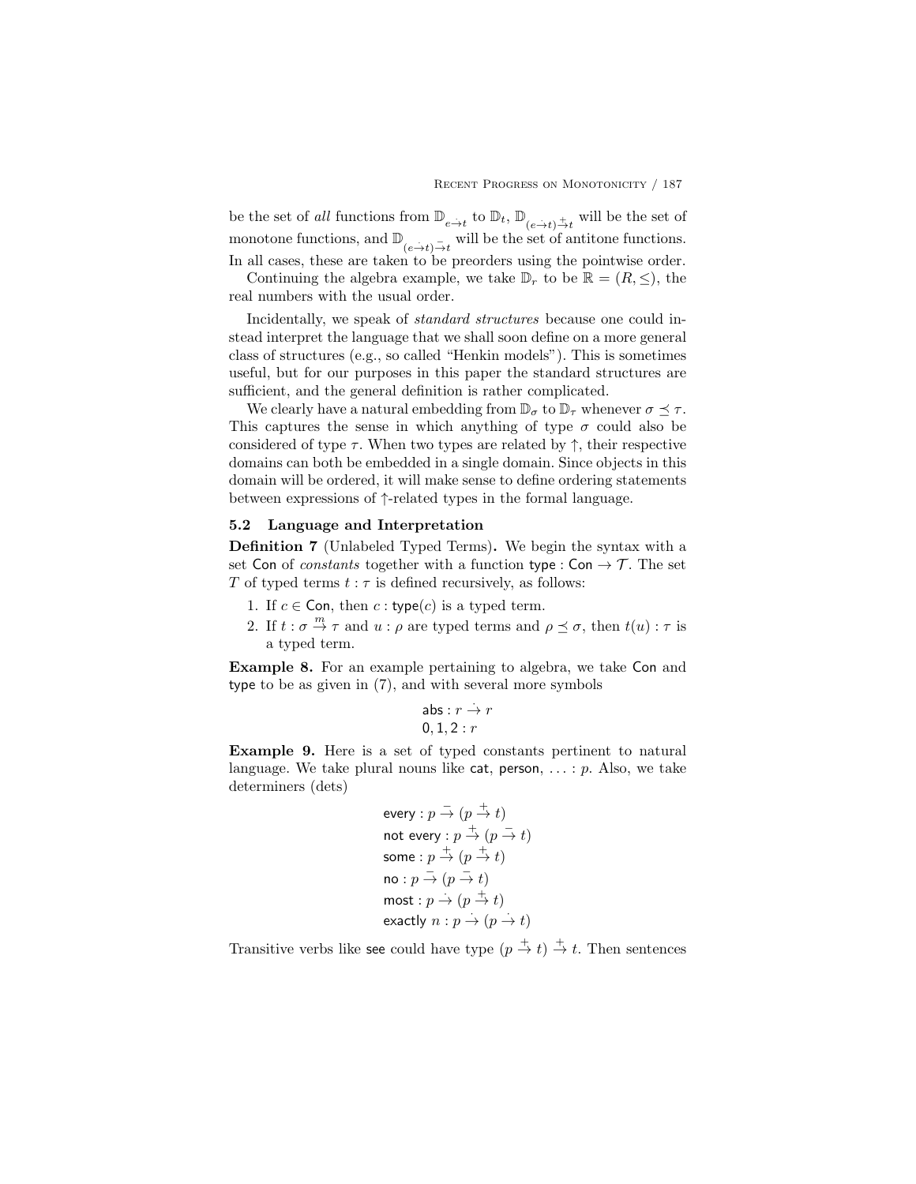be the set of *all* functions from $\mathbb{D}_{e \overset{\cdot}{\to} t}$ to $\mathbb{D}_t$, $\mathbb{D}_{(e \overset{\cdot}{\to} t) \overset{+}{\to} t}$ will be the set of monotone functions, and $\mathbb{D}_{(e \overset{\cdot}{\to} t) \overset{-}{\to} t}$ will be the set of antitone functions. In all cases, these are taken to be preorders using the pointwise order.

Continuing the algebra example, we take $\mathbb{D}_r$ to be $\mathbb{R} = (R, \leq)$, the real numbers with the usual order.

Incidentally, we speak of *standard structures* because one could instead interpret the language that we shall soon define on a more general class of structures (e.g., so called "Henkin models"). This is sometimes useful, but for our purposes in this paper the standard structures are sufficient, and the general definition is rather complicated.

We clearly have a natural embedding from $\mathbb{D}_\sigma$ to $\mathbb{D}_\tau$ whenever $\sigma \preceq \tau$. This captures the sense in which anything of type $\sigma$ could also be considered of type $\tau$. When two types are related by $\uparrow$, their respective domains can both be embedded in a single domain. Since objects in this domain will be ordered, it will make sense to define ordering statements between expressions of $\uparrow$-related types in the formal language.

### 5.2 Language and Interpretation

**Definition 7** (Unlabeled Typed Terms)**.** We begin the syntax with a set Con of *constants* together with a function type : Con $\to \mathcal{T}$. The set $T$ of typed terms $t : \tau$ is defined recursively, as follows:

1. If $c \in$ Con, then $c$ : type$(c)$ is a typed term.
2. If $t : \sigma \overset{m}{\to} \tau$ and $u : \rho$ are typed terms and $\rho \preceq \sigma$, then $t(u) : \tau$ is a typed term.

**Example 8.** For an example pertaining to algebra, we take Con and type to be as given in (7), and with several more symbols

$$\begin{aligned} \mathsf{abs} &: r \overset{\cdot}{\to} r \\ 0, 1, 2 &: r \end{aligned}$$

**Example 9.** Here is a set of typed constants pertinent to natural language. We take plural nouns like cat, person, ... : $p$. Also, we take determiners (dets)

$$\begin{aligned} \mathsf{every} &: p \overset{-}{\to} (p \overset{+}{\to} t) \\ \mathsf{not\ every} &: p \overset{+}{\to} (p \overset{-}{\to} t) \\ \mathsf{some} &: p \overset{+}{\to} (p \overset{+}{\to} t) \\ \mathsf{no} &: p \overset{-}{\to} (p \overset{-}{\to} t) \\ \mathsf{most} &: p \overset{\cdot}{\to} (p \overset{+}{\to} t) \\ \mathsf{exactly}\ n &: p \overset{\cdot}{\to} (p \overset{\cdot}{\to} t) \end{aligned}$$

Transitive verbs like see could have type $(p \overset{+}{\to} t) \overset{+}{\to} t$. Then sentences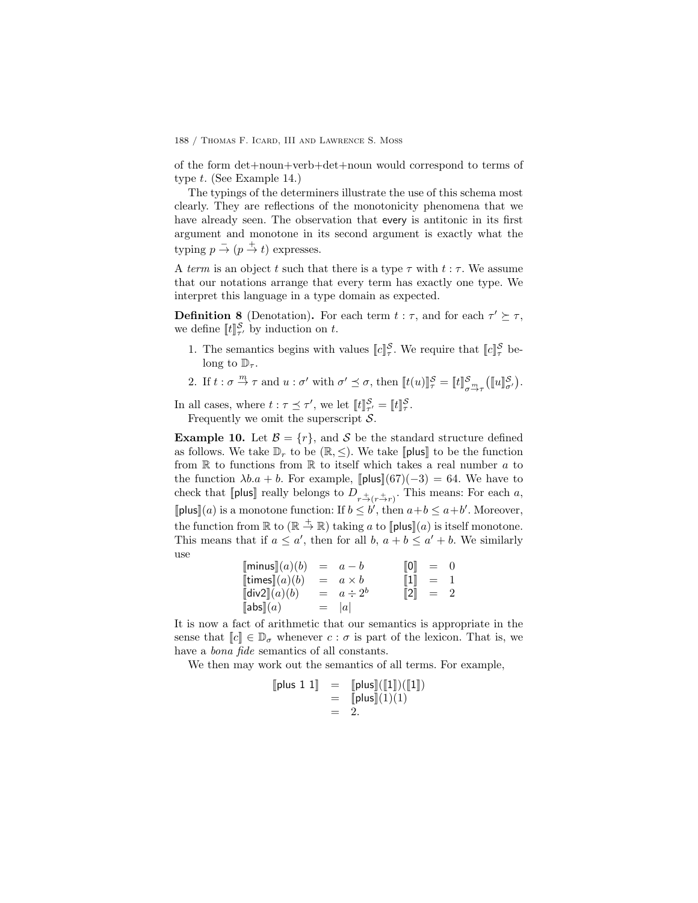of the form det+noun+verb+det+noun would correspond to terms of type $t$. (See Example 14.)

The typings of the determiners illustrate the use of this schema most clearly. They are reflections of the monotonicity phenomena that we have already seen. The observation that every is antitonic in its first argument and monotone in its second argument is exactly what the typing $p \overset{-}{\to} (p \overset{+}{\to} t)$ expresses.

A *term* is an object $t$ such that there is a type $\tau$ with $t : \tau$. We assume that our notations arrange that every term has exactly one type. We interpret this language in a type domain as expected.

**Definition 8** (Denotation)**.** For each term $t : \tau$, and for each $\tau' \succeq \tau$, we define $[\![t]\!]^{\mathcal{S}}_{\tau'}$ by induction on $t$.

1. The semantics begins with values $[\![c]\!]^{\mathcal{S}}_{\tau}$. We require that $[\![c]\!]^{\mathcal{S}}_{\tau}$ belong to $\mathbb{D}_{\tau}$.
2. If $t : \sigma \overset{m}{\to} \tau$ and $u : \sigma'$ with $\sigma' \preceq \sigma$, then $[\![t(u)]\!]^{\mathcal{S}}_{\tau} = [\![t]\!]^{\mathcal{S}}_{\sigma \overset{m}{\to} \tau}([\![u]\!]^{\mathcal{S}}_{\sigma'})$.

In all cases, where $t : \tau \preceq \tau'$, we let $[\![t]\!]^{\mathcal{S}}_{\tau'} = [\![t]\!]^{\mathcal{S}}_{\tau}$.

Frequently we omit the superscript $\mathcal{S}$.

**Example 10.** Let $\mathcal{B} = \{r\}$, and $\mathcal{S}$ be the standard structure defined as follows. We take $\mathbb{D}_r$ to be $(\mathbb{R}, \leq)$. We take $[\![\mathsf{plus}]\!]$ to be the function from $\mathbb{R}$ to functions from $\mathbb{R}$ to itself which takes a real number $a$ to the function $\lambda b.a + b$. For example, $[\![\mathsf{plus}]\!](67)(-3) = 64$. We have to check that $[\![\mathsf{plus}]\!]$ really belongs to $D_{r \overset{+}{\to} (r \overset{+}{\to} r)}$. This means: For each $a$, $[\![\mathsf{plus}]\!](a)$ is a monotone function: If $b \leq b'$, then $a+b \leq a+b'$. Moreover, the function from $\mathbb{R}$ to $(\mathbb{R} \overset{+}{\to} \mathbb{R})$ taking $a$ to $[\![\mathsf{plus}]\!](a)$ is itself monotone. This means that if $a \leq a'$, then for all $b$, $a + b \leq a' + b$. We similarly use

$$
\begin{array}{lcllcl}
[\![\mathsf{minus}]\!](a)(b) & = & a - b & \quad [\![\mathsf{0}]\!] & = & 0 \\
[\![\mathsf{times}]\!](a)(b) & = & a \times b & \quad [\![\mathsf{1}]\!] & = & 1 \\
[\![\mathsf{div2}]\!](a)(b) & = & a \div 2^b & \quad [\![\mathsf{2}]\!] & = & 2 \\
[\![\mathsf{abs}]\!](a) & = & |a| & & &
\end{array}
$$

It is now a fact of arithmetic that our semantics is appropriate in the sense that $[\![c]\!] \in \mathbb{D}_\sigma$ whenever $c : \sigma$ is part of the lexicon. That is, we have a *bona fide* semantics of all constants.

We then may work out the semantics of all terms. For example,

$$
\begin{array}{lcl}
[\![\mathsf{plus\ 1\ 1}]\!] & = & [\![\mathsf{plus}]\!]([\![\mathsf{1}]\!])([\![\mathsf{1}]\!]) \\
& = & [\![\mathsf{plus}]\!](1)(1) \\
& = & 2.
\end{array}
$$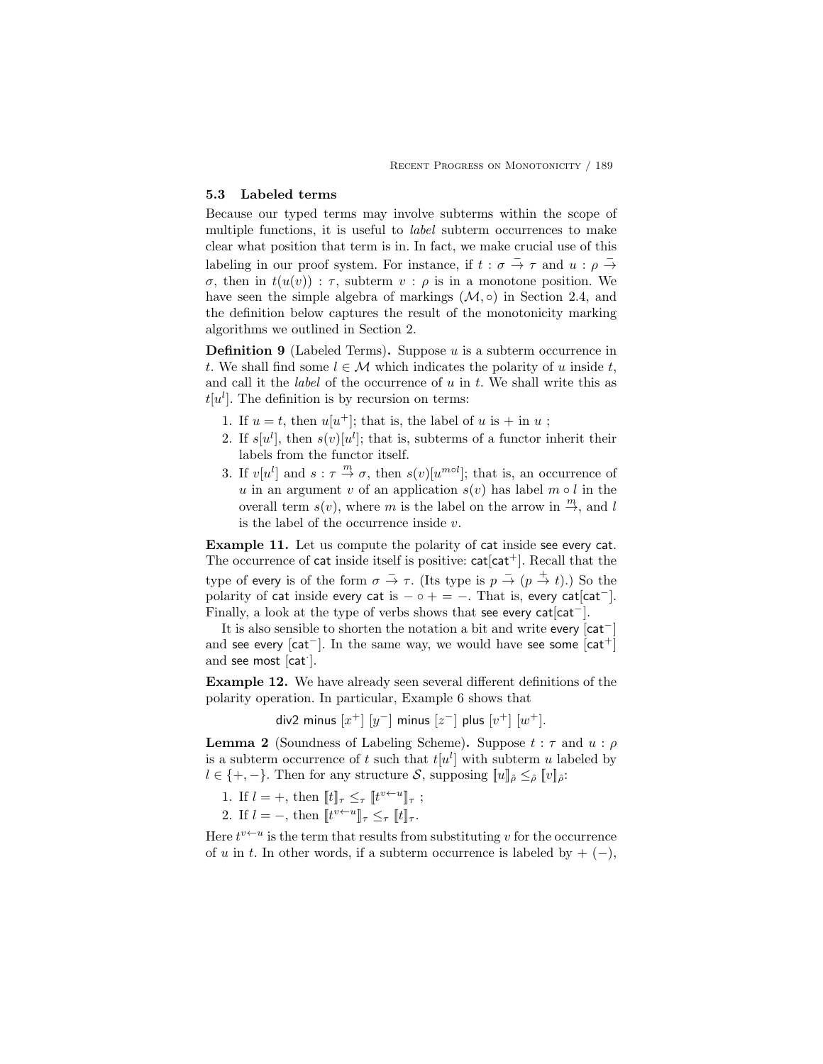### 5.3 Labeled terms

Because our typed terms may involve subterms within the scope of multiple functions, it is useful to *label* subterm occurrences to make clear what position that term is in. In fact, we make crucial use of this labeling in our proof system. For instance, if $t : \sigma \xrightarrow{-} \tau$ and $u : \rho \xrightarrow{-} \sigma$, then in $t(u(v)) : \tau$, subterm $v : \rho$ is in a monotone position. We have seen the simple algebra of markings $(\mathcal{M}, \circ)$ in Section 2.4, and the definition below captures the result of the monotonicity marking algorithms we outlined in Section 2.

**Definition 9** (Labeled Terms)**.** Suppose $u$ is a subterm occurrence in $t$. We shall find some $l \in \mathcal{M}$ which indicates the polarity of $u$ inside $t$, and call it the *label* of the occurrence of $u$ in $t$. We shall write this as $t[u^l]$. The definition is by recursion on terms:

1. If $u = t$, then $u[u^+]$; that is, the label of $u$ is $+$ in $u$ ;
2. If $s[u^l]$, then $s(v)[u^l]$; that is, subterms of a functor inherit their labels from the functor itself.
3. If $v[u^l]$ and $s : \tau \xrightarrow{m} \sigma$, then $s(v)[u^{m \circ l}]$; that is, an occurrence of $u$ in an argument $v$ of an application $s(v)$ has label $m \circ l$ in the overall term $s(v)$, where $m$ is the label on the arrow in $\xrightarrow{m}$, and $l$ is the label of the occurrence inside $v$.

**Example 11.** Let us compute the polarity of cat inside see every cat. The occurrence of cat inside itself is positive: cat[cat$^+$]. Recall that the type of every is of the form $\sigma \xrightarrow{-} \tau$. (Its type is $p \xrightarrow{-} (p \xrightarrow{+} t)$.) So the polarity of cat inside every cat is $- \circ + = -$. That is, every cat[cat$^-$]. Finally, a look at the type of verbs shows that see every cat[cat$^-$].

It is also sensible to shorten the notation a bit and write every [cat$^-$] and see every [cat$^-$]. In the same way, we would have see some [cat$^+$] and see most [cat$^{\cdot}$].

**Example 12.** We have already seen several different definitions of the polarity operation. In particular, Example 6 shows that

div2 minus $[x^+]$ $[y^-]$ minus $[z^-]$ plus $[v^+]$ $[w^+]$.

**Lemma 2** (Soundness of Labeling Scheme)**.** Suppose $t : \tau$ and $u : \rho$ is a subterm occurrence of $t$ such that $t[u^l]$ with subterm $u$ labeled by $l \in \{+, -\}$. Then for any structure $\mathcal{S}$, supposing $[\![u]\!]_{\hat{\rho}} \leq_{\hat{\rho}} [\![v]\!]_{\hat{\rho}}$:

1. If $l = +$, then $[\![t]\!]_\tau \leq_\tau [\![t^{v \leftarrow u}]\!]_\tau$ ;
2. If $l = -$, then $[\![t^{v \leftarrow u}]\!]_\tau \leq_\tau [\![t]\!]_\tau$.

Here $t^{v \leftarrow u}$ is the term that results from substituting $v$ for the occurrence of $u$ in $t$. In other words, if a subterm occurrence is labeled by $+$ $(-)$,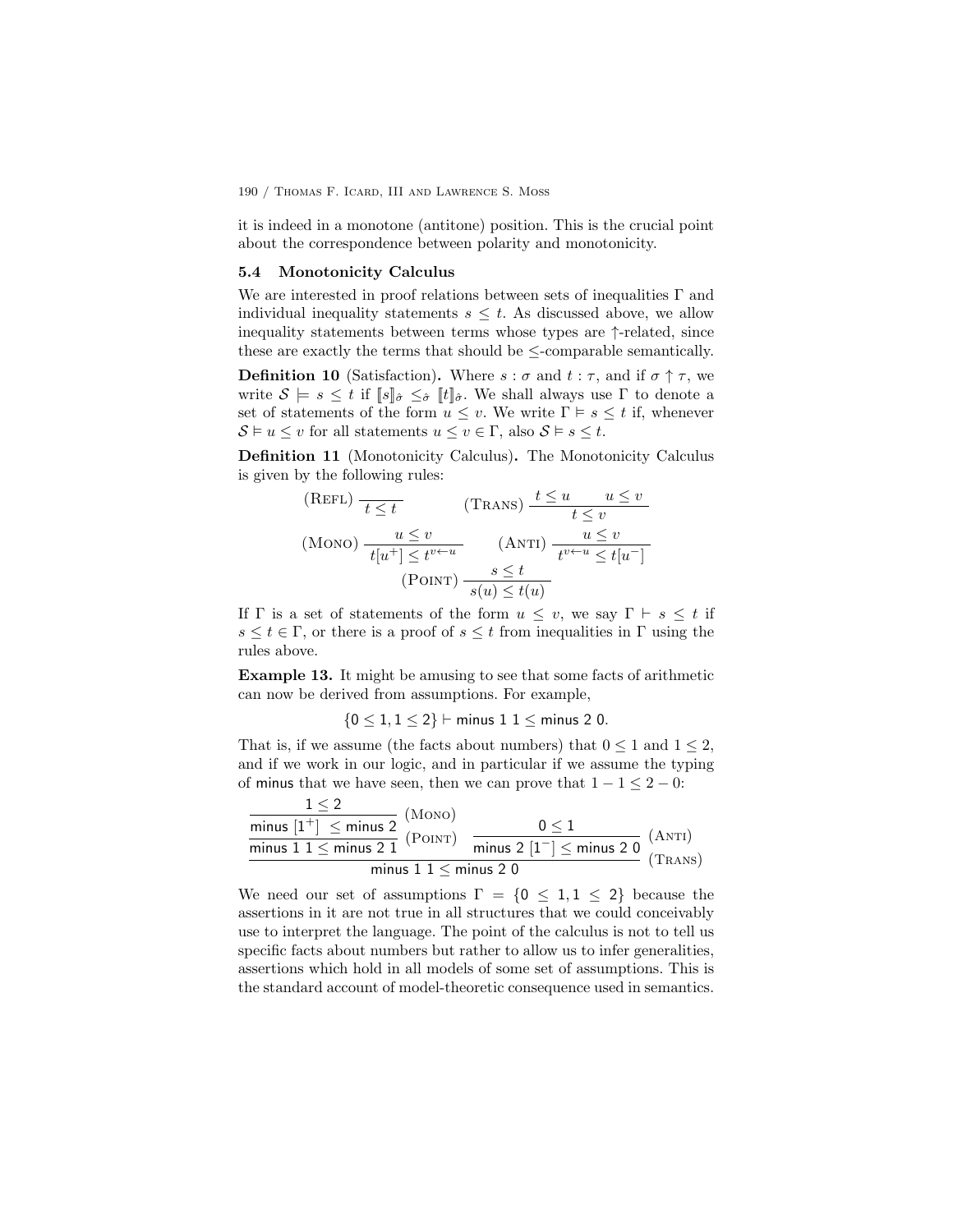it is indeed in a monotone (antitone) position. This is the crucial point about the correspondence between polarity and monotonicity.

### 5.4 Monotonicity Calculus

We are interested in proof relations between sets of inequalities $\Gamma$ and individual inequality statements $s \leq t$. As discussed above, we allow inequality statements between terms whose types are $\uparrow$-related, since these are exactly the terms that should be $\leq$-comparable semantically.

**Definition 10** (Satisfaction)**.** Where $s : \sigma$ and $t : \tau$, and if $\sigma \uparrow \tau$, we write $\mathcal{S} \models s \leq t$ if $[\![s]\!]_{\hat{\sigma}} \leq_{\hat{\sigma}} [\![t]\!]_{\hat{\sigma}}$. We shall always use $\Gamma$ to denote a set of statements of the form $u \leq v$. We write $\Gamma \models s \leq t$ if, whenever $\mathcal{S} \models u \leq v$ for all statements $u \leq v \in \Gamma$, also $\mathcal{S} \models s \leq t$.

**Definition 11** (Monotonicity Calculus)**.** The Monotonicity Calculus is given by the following rules:

$$\text{(Refl)}\ \frac{}{t \leq t} \qquad \text{(Trans)}\ \frac{t \leq u \qquad u \leq v}{t \leq v}$$

$$\text{(Mono)}\ \frac{u \leq v}{t[u^+] \leq t^{v \leftarrow u}} \qquad \text{(Anti)}\ \frac{u \leq v}{t^{v \leftarrow u} \leq t[u^-]}$$

$$\text{(Point)}\ \frac{s \leq t}{s(u) \leq t(u)}$$

If $\Gamma$ is a set of statements of the form $u \leq v$, we say $\Gamma \vdash s \leq t$ if $s \leq t \in \Gamma$, or there is a proof of $s \leq t$ from inequalities in $\Gamma$ using the rules above.

**Example 13.** It might be amusing to see that some facts of arithmetic can now be derived from assumptions. For example,

$$\{\mathsf{0} \leq \mathsf{1}, \mathsf{1} \leq \mathsf{2}\} \vdash \mathsf{minus}\ \mathsf{1}\ \mathsf{1} \leq \mathsf{minus}\ \mathsf{2}\ \mathsf{0}.$$

That is, if we assume (the facts about numbers) that $0 \leq 1$ and $1 \leq 2$, and if we work in our logic, and in particular if we assume the typing of minus that we have seen, then we can prove that $1 - 1 \leq 2 - 0$:

$$\dfrac{\dfrac{\dfrac{\mathsf{1} \leq \mathsf{2}}{\mathsf{minus}\ [\mathsf{1}^+] \leq \mathsf{minus}\ \mathsf{2}}\ \text{(Mono)}}{\mathsf{minus}\ \mathsf{1}\ \mathsf{1} \leq \mathsf{minus}\ \mathsf{2}\ \mathsf{1}}\ \text{(Point)} \qquad \dfrac{\mathsf{0} \leq \mathsf{1}}{\mathsf{minus}\ \mathsf{2}\ [\mathsf{1}^-] \leq \mathsf{minus}\ \mathsf{2}\ \mathsf{0}}\ \text{(Anti)}}{\mathsf{minus}\ \mathsf{1}\ \mathsf{1} \leq \mathsf{minus}\ \mathsf{2}\ \mathsf{0}}\ \text{(Trans)}$$

We need our set of assumptions $\Gamma = \{\mathsf{0} \leq \mathsf{1}, \mathsf{1} \leq \mathsf{2}\}$ because the assertions in it are not true in all structures that we could conceivably use to interpret the language. The point of the calculus is not to tell us specific facts about numbers but rather to allow us to infer generalities, assertions which hold in all models of some set of assumptions. This is the standard account of model-theoretic consequence used in semantics.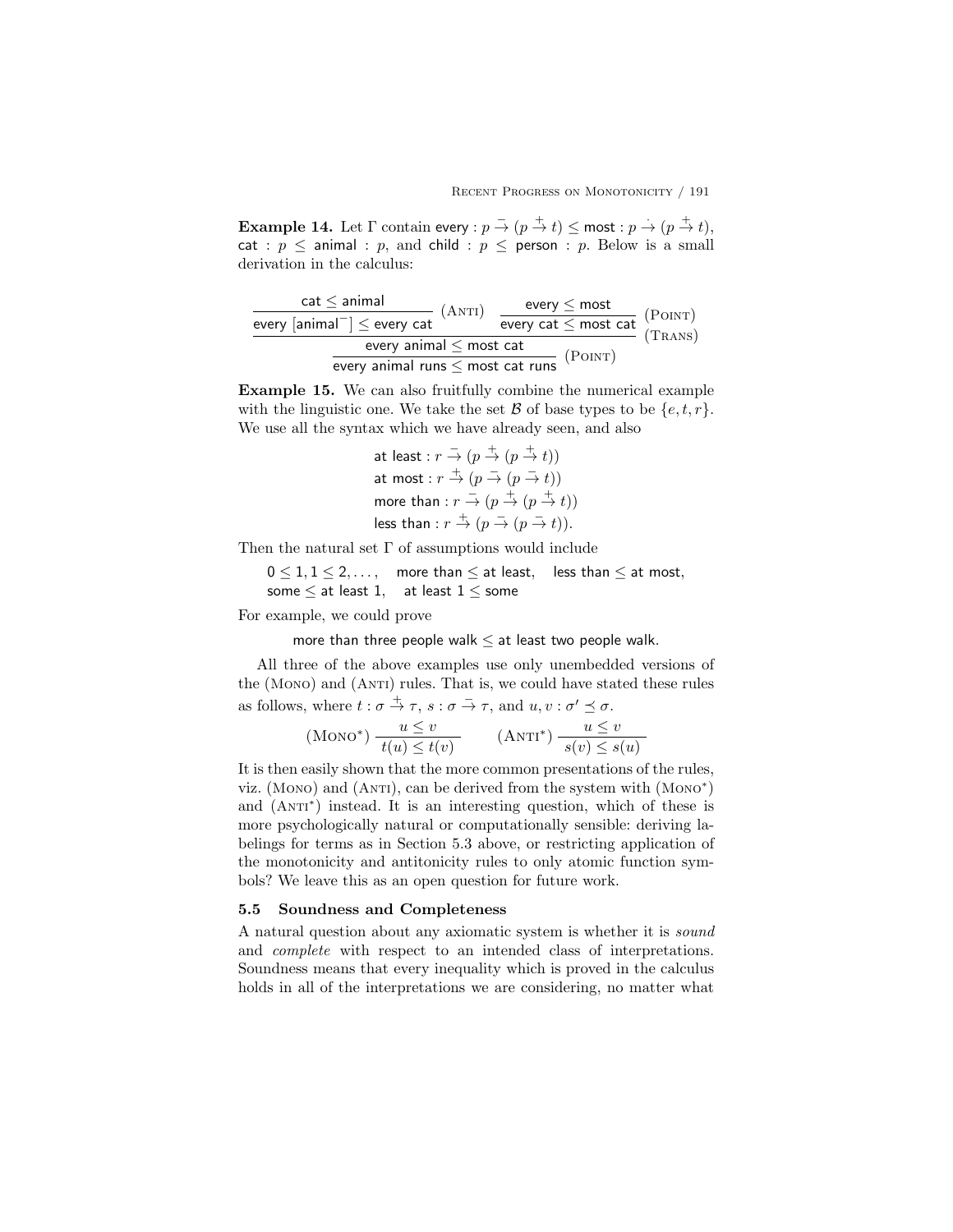**Example 14.** Let $\Gamma$ contain $\mathsf{every} : p \xrightarrow{-} (p \xrightarrow{+} t) \leq \mathsf{most} : p \xrightarrow{\cdot} (p \xrightarrow{+} t)$, $\mathsf{cat} : p \leq \mathsf{animal} : p$, and $\mathsf{child} : p \leq \mathsf{person} : p$. Below is a small derivation in the calculus:

$$\dfrac{\dfrac{\dfrac{\mathsf{cat} \leq \mathsf{animal}}{\mathsf{every}\ [\mathsf{animal}^-] \leq \mathsf{every\ cat}}\ (\textsc{Anti}) \qquad \dfrac{\mathsf{every} \leq \mathsf{most}}{\mathsf{every\ cat} \leq \mathsf{most\ cat}}\ (\textsc{Point})}{\mathsf{every\ animal} \leq \mathsf{most\ cat}}\ (\textsc{Trans})}{\mathsf{every\ animal\ runs} \leq \mathsf{most\ cat\ runs}}\ (\textsc{Point})$$

**Example 15.** We can also fruitfully combine the numerical example with the linguistic one. We take the set $\mathcal{B}$ of base types to be $\{e, t, r\}$. We use all the syntax which we have already seen, and also

$$\begin{aligned}
&\mathsf{at\ least} : r \xrightarrow{-} (p \xrightarrow{+} (p \xrightarrow{+} t)) \\
&\mathsf{at\ most} : r \xrightarrow{+} (p \xrightarrow{-} (p \xrightarrow{-} t)) \\
&\mathsf{more\ than} : r \xrightarrow{-} (p \xrightarrow{+} (p \xrightarrow{+} t)) \\
&\mathsf{less\ than} : r \xrightarrow{+} (p \xrightarrow{-} (p \xrightarrow{-} t)).
\end{aligned}$$

Then the natural set $\Gamma$ of assumptions would include

$0 \leq 1, 1 \leq 2, \ldots,$ $\quad$ more than $\leq$ at least, $\quad$ less than $\leq$ at most,
some $\leq$ at least 1, $\quad$ at least 1 $\leq$ some

For example, we could prove

more than three people walk $\leq$ at least two people walk.

All three of the above examples use only unembedded versions of the (Mono) and (Anti) rules. That is, we could have stated these rules as follows, where $t : \sigma \xrightarrow{+} \tau$, $s : \sigma \xrightarrow{-} \tau$, and $u, v : \sigma' \preceq \sigma$.

$$(\textsc{Mono}^*)\ \frac{u \leq v}{t(u) \leq t(v)} \qquad (\textsc{Anti}^*)\ \frac{u \leq v}{s(v) \leq s(u)}$$

It is then easily shown that the more common presentations of the rules, viz. (Mono) and (Anti), can be derived from the system with (Mono$^*$) and (Anti$^*$) instead. It is an interesting question, which of these is more psychologically natural or computationally sensible: deriving labelings for terms as in Section 5.3 above, or restricting application of the monotonicity and antitonicity rules to only atomic function symbols? We leave this as an open question for future work.

### 5.5 Soundness and Completeness

A natural question about any axiomatic system is whether it is *sound* and *complete* with respect to an intended class of interpretations. Soundness means that every inequality which is proved in the calculus holds in all of the interpretations we are considering, no matter what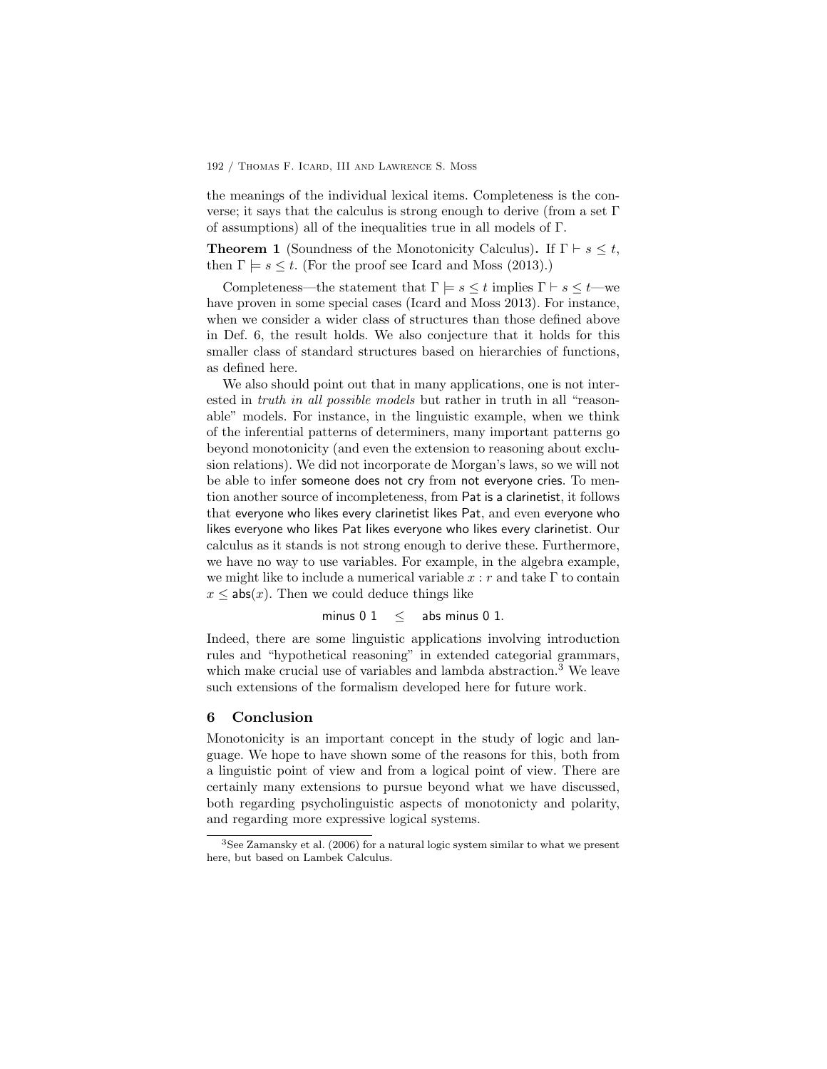the meanings of the individual lexical items. Completeness is the converse; it says that the calculus is strong enough to derive (from a set $\Gamma$ of assumptions) all of the inequalities true in all models of $\Gamma$.

**Theorem 1** (Soundness of the Monotonicity Calculus)**.** If $\Gamma \vdash s \leq t$, then $\Gamma \models s \leq t$. (For the proof see Icard and Moss (2013).)

Completeness—the statement that $\Gamma \models s \leq t$ implies $\Gamma \vdash s \leq t$—we have proven in some special cases (Icard and Moss 2013). For instance, when we consider a wider class of structures than those defined above in Def. 6, the result holds. We also conjecture that it holds for this smaller class of standard structures based on hierarchies of functions, as defined here.

We also should point out that in many applications, one is not interested in *truth in all possible models* but rather in truth in all "reasonable" models. For instance, in the linguistic example, when we think of the inferential patterns of determiners, many important patterns go beyond monotonicity (and even the extension to reasoning about exclusion relations). We did not incorporate de Morgan's laws, so we will not be able to infer someone does not cry from not everyone cries. To mention another source of incompleteness, from Pat is a clarinetist, it follows that everyone who likes every clarinetist likes Pat, and even everyone who likes everyone who likes Pat likes everyone who likes every clarinetist. Our calculus as it stands is not strong enough to derive these. Furthermore, we have no way to use variables. For example, in the algebra example, we might like to include a numerical variable $x : r$ and take $\Gamma$ to contain $x \leq \mathsf{abs}(x)$. Then we could deduce things like

$$\mathsf{minus}\ 0\ 1 \quad \leq \quad \mathsf{abs}\ \mathsf{minus}\ 0\ 1.$$

Indeed, there are some linguistic applications involving introduction rules and "hypothetical reasoning" in extended categorial grammars, which make crucial use of variables and lambda abstraction.[3] We leave such extensions of the formalism developed here for future work.

## 6 Conclusion

Monotonicity is an important concept in the study of logic and language. We hope to have shown some of the reasons for this, both from a linguistic point of view and from a logical point of view. There are certainly many extensions to pursue beyond what we have discussed, both regarding psycholinguistic aspects of monotonicty and polarity, and regarding more expressive logical systems.

[3] See Zamansky et al. (2006) for a natural logic system similar to what we present here, but based on Lambek Calculus.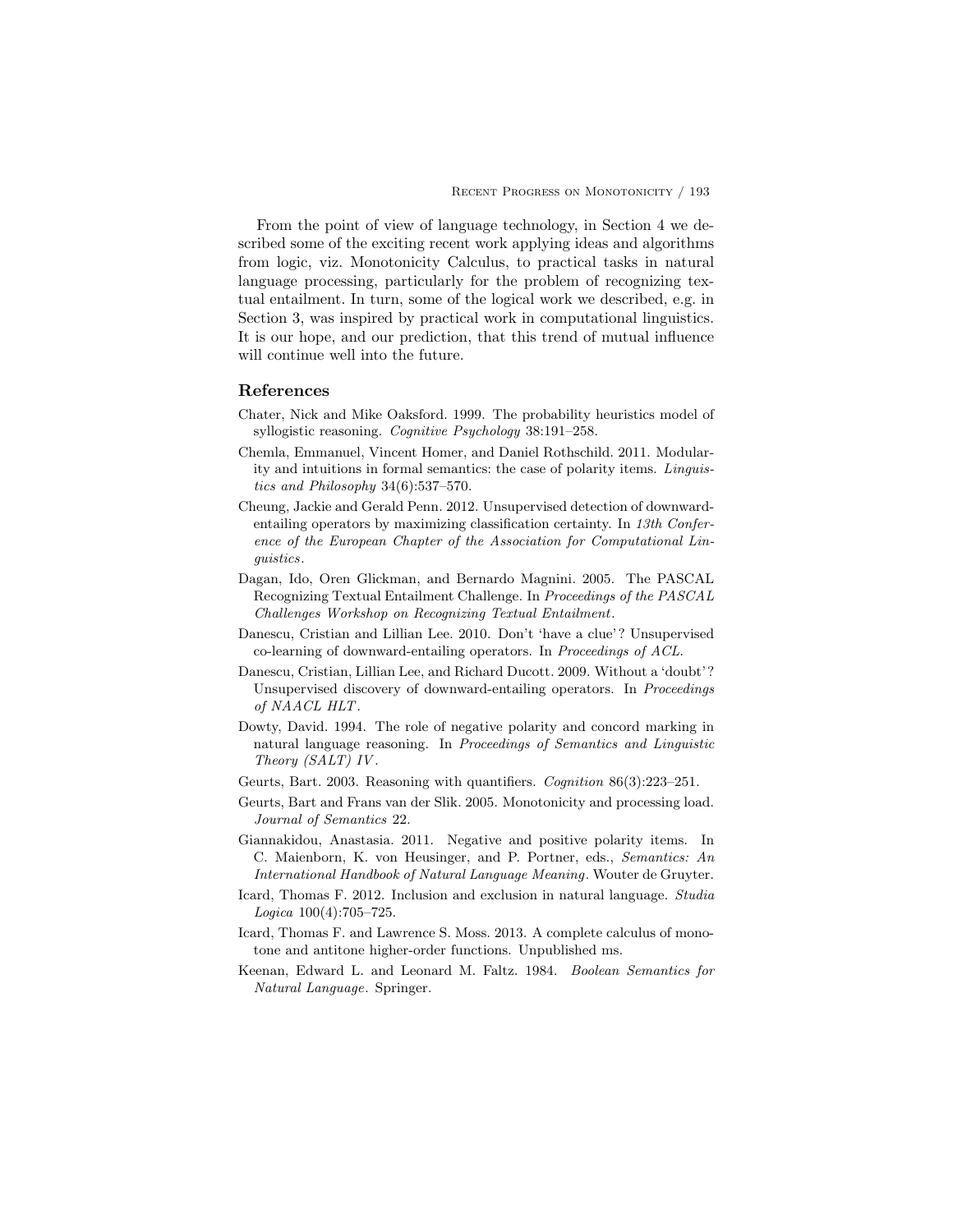From the point of view of language technology, in Section 4 we described some of the exciting recent work applying ideas and algorithms from logic, viz. Monotonicity Calculus, to practical tasks in natural language processing, particularly for the problem of recognizing textual entailment. In turn, some of the logical work we described, e.g. in Section 3, was inspired by practical work in computational linguistics. It is our hope, and our prediction, that this trend of mutual influence will continue well into the future.

## References

Chater, Nick and Mike Oaksford. 1999. The probability heuristics model of syllogistic reasoning. *Cognitive Psychology* 38:191–258.

Chemla, Emmanuel, Vincent Homer, and Daniel Rothschild. 2011. Modularity and intuitions in formal semantics: the case of polarity items. *Linguistics and Philosophy* 34(6):537–570.

Cheung, Jackie and Gerald Penn. 2012. Unsupervised detection of downward-entailing operators by maximizing classification certainty. In *13th Conference of the European Chapter of the Association for Computational Linguistics*.

Dagan, Ido, Oren Glickman, and Bernardo Magnini. 2005. The PASCAL Recognizing Textual Entailment Challenge. In *Proceedings of the PASCAL Challenges Workshop on Recognizing Textual Entailment*.

Danescu, Cristian and Lillian Lee. 2010. Don't 'have a clue'? Unsupervised co-learning of downward-entailing operators. In *Proceedings of ACL*.

Danescu, Cristian, Lillian Lee, and Richard Ducott. 2009. Without a 'doubt'? Unsupervised discovery of downward-entailing operators. In *Proceedings of NAACL HLT*.

Dowty, David. 1994. The role of negative polarity and concord marking in natural language reasoning. In *Proceedings of Semantics and Linguistic Theory (SALT) IV*.

Geurts, Bart. 2003. Reasoning with quantifiers. *Cognition* 86(3):223–251.

Geurts, Bart and Frans van der Slik. 2005. Monotonicity and processing load. *Journal of Semantics* 22.

Giannakidou, Anastasia. 2011. Negative and positive polarity items. In C. Maienborn, K. von Heusinger, and P. Portner, eds., *Semantics: An International Handbook of Natural Language Meaning*. Wouter de Gruyter.

Icard, Thomas F. 2012. Inclusion and exclusion in natural language. *Studia Logica* 100(4):705–725.

Icard, Thomas F. and Lawrence S. Moss. 2013. A complete calculus of monotone and antitone higher-order functions. Unpublished ms.

Keenan, Edward L. and Leonard M. Faltz. 1984. *Boolean Semantics for Natural Language*. Springer.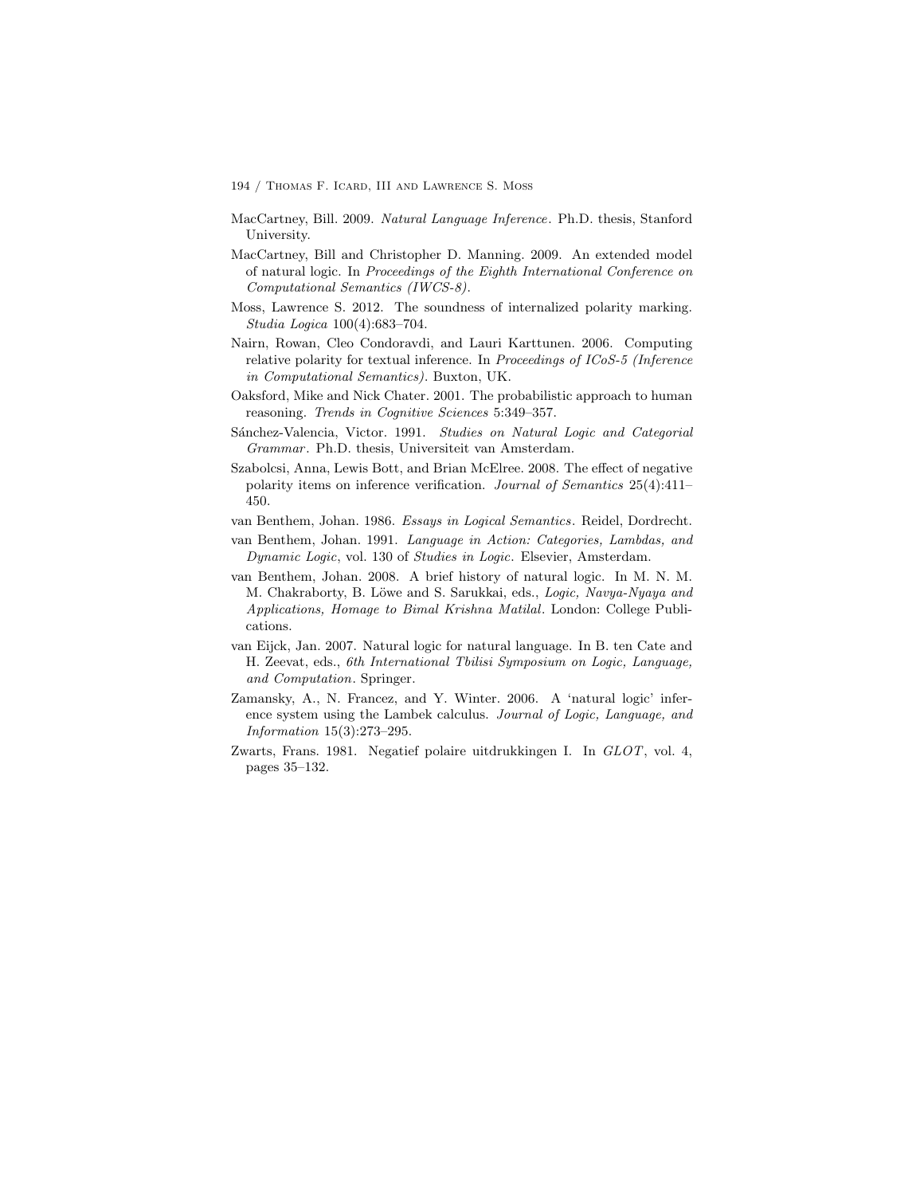MacCartney, Bill. 2009. *Natural Language Inference*. Ph.D. thesis, Stanford University.

MacCartney, Bill and Christopher D. Manning. 2009. An extended model of natural logic. In *Proceedings of the Eighth International Conference on Computational Semantics (IWCS-8)*.

Moss, Lawrence S. 2012. The soundness of internalized polarity marking. *Studia Logica* 100(4):683–704.

Nairn, Rowan, Cleo Condoravdi, and Lauri Karttunen. 2006. Computing relative polarity for textual inference. In *Proceedings of ICoS-5 (Inference in Computational Semantics)*. Buxton, UK.

Oaksford, Mike and Nick Chater. 2001. The probabilistic approach to human reasoning. *Trends in Cognitive Sciences* 5:349–357.

Sánchez-Valencia, Victor. 1991. *Studies on Natural Logic and Categorial Grammar*. Ph.D. thesis, Universiteit van Amsterdam.

Szabolcsi, Anna, Lewis Bott, and Brian McElree. 2008. The effect of negative polarity items on inference verification. *Journal of Semantics* 25(4):411–450.

van Benthem, Johan. 1986. *Essays in Logical Semantics*. Reidel, Dordrecht.

van Benthem, Johan. 1991. *Language in Action: Categories, Lambdas, and Dynamic Logic*, vol. 130 of *Studies in Logic*. Elsevier, Amsterdam.

van Benthem, Johan. 2008. A brief history of natural logic. In M. N. M. M. Chakraborty, B. Löwe and S. Sarukkai, eds., *Logic, Navya-Nyaya and Applications, Homage to Bimal Krishna Matilal*. London: College Publications.

van Eijck, Jan. 2007. Natural logic for natural language. In B. ten Cate and H. Zeevat, eds., *6th International Tbilisi Symposium on Logic, Language, and Computation*. Springer.

Zamansky, A., N. Francez, and Y. Winter. 2006. A 'natural logic' inference system using the Lambek calculus. *Journal of Logic, Language, and Information* 15(3):273–295.

Zwarts, Frans. 1981. Negatief polaire uitdrukkingen I. In *GLOT*, vol. 4, pages 35–132.